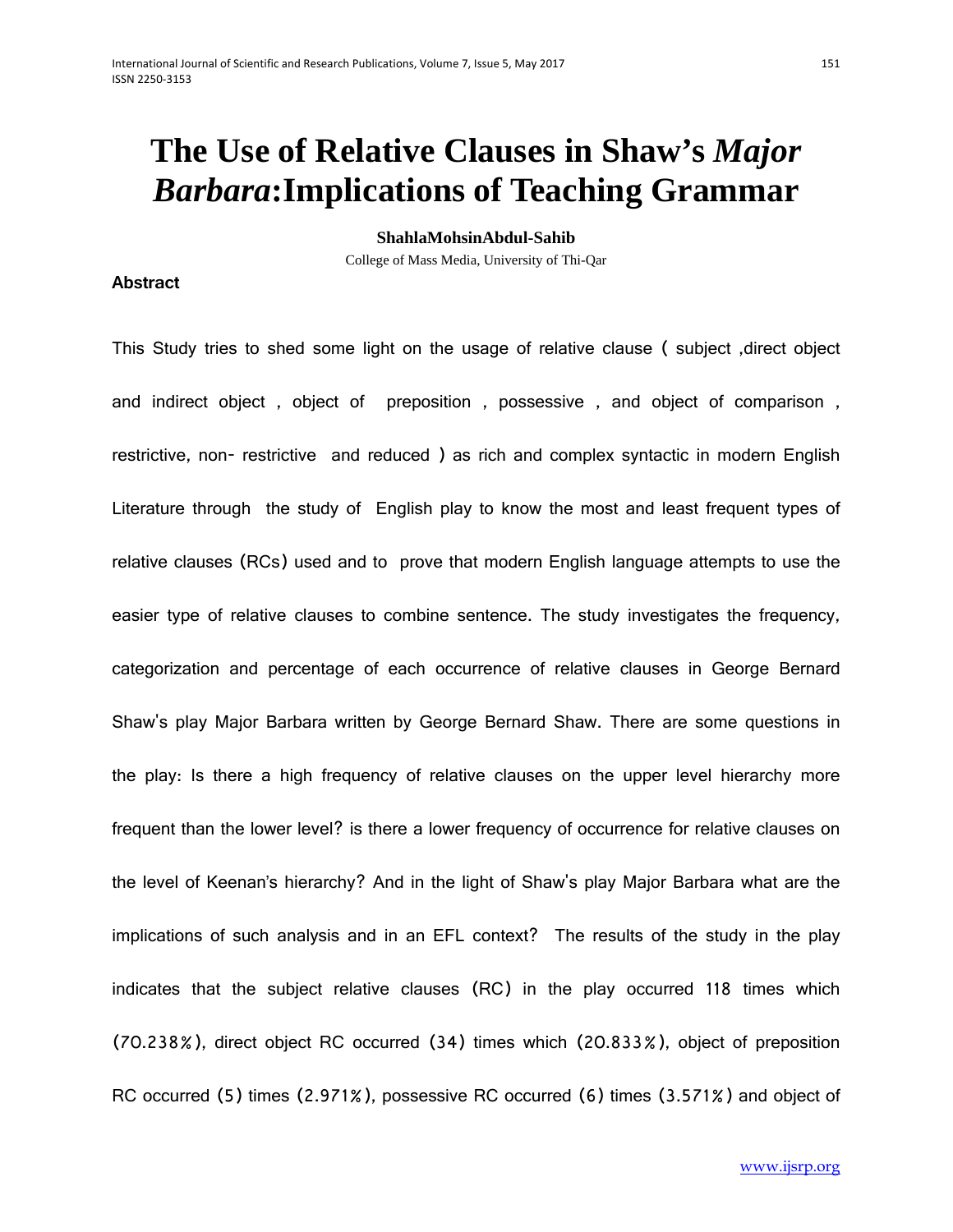# The Use of Relative Clauses in Shaw's *Major Barbara*:Implications of Teaching Grammar

**ShahlaMohsinAbdul-Sahib**

College of Mass Media, University of Thi-Qar

## Abstract

This Study tries to shed some light on the usage of relative clause ( subject ,direct object and indirect object , object of preposition , possessive , and object of comparison , restrictive, non- restrictive and reduced ) as rich and complex syntactic in modern English Literature through the study of English play to know the most and least frequent types of relative clauses (RCs) used and to prove that modern English language attempts to use the easier type of relative clauses to combine sentence. The study investigates the frequency, categorization and percentage of each occurrence of relative clauses in George Bernard Shaw's play Major Barbara written by George Bernard Shaw. There are some questions in the play: Is there a high frequency of relative clauses on the upper level hierarchy more frequent than the lower level? is there a lower frequency of occurrence for relative clauses on the level of Keenan's hierarchy? And in the light of Shaw's play Major Barbara what are the implications of such analysis and in an EFL context? The results of the study in the play indicates that the subject relative clauses (RC) in the play occurred 118 times which (70.238%), direct object RC occurred (34) times which (20.833%), object of preposition RC occurred (5) times (2.971%), possessive RC occurred (6) times (3.571%) and object of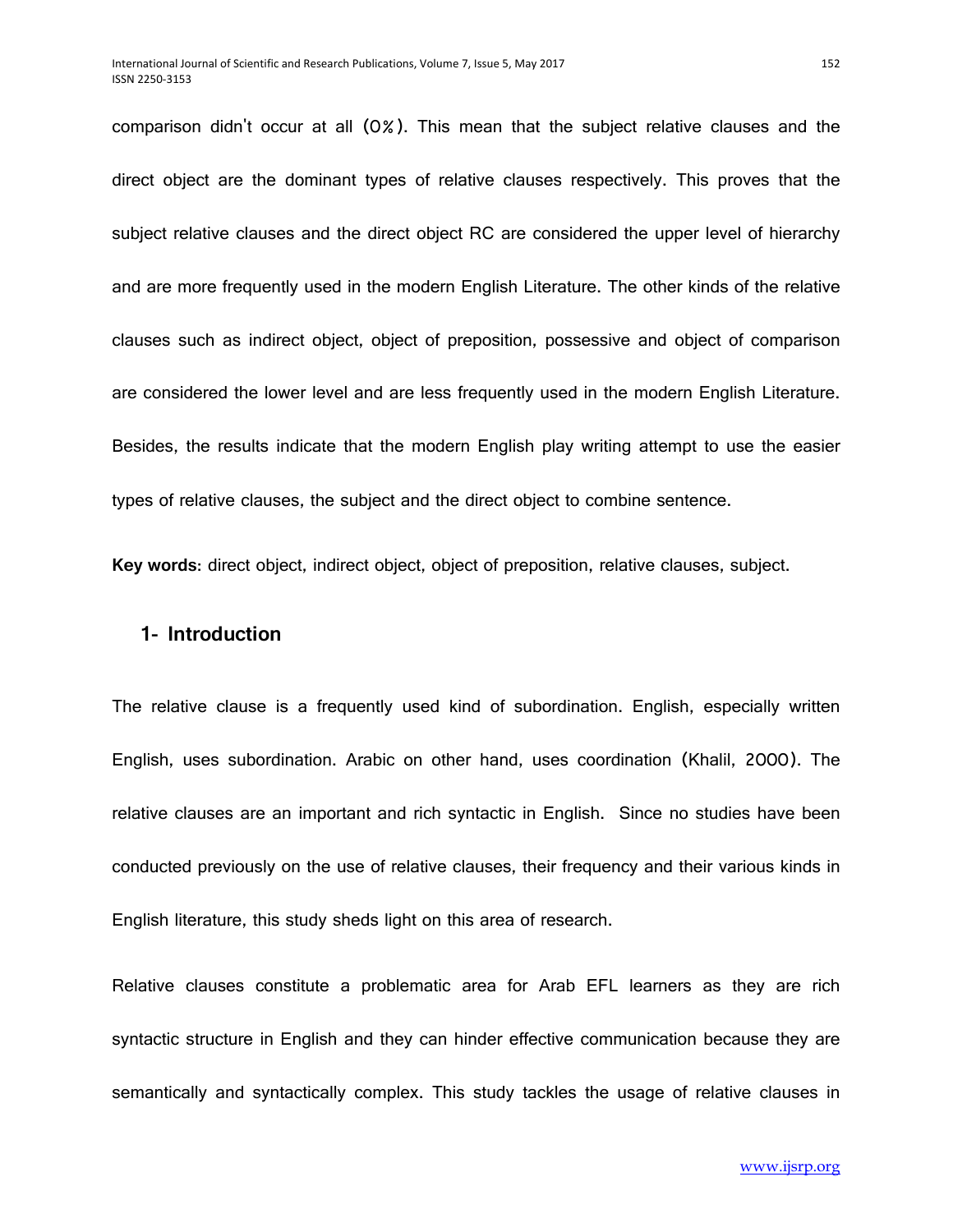comparison didn't occur at all (0%). This mean that the subject relative clauses and the direct object are the dominant types of relative clauses respectively. This proves that the subject relative clauses and the direct object RC are considered the upper level of hierarchy and are more frequently used in the modern English Literature. The other kinds of the relative clauses such as indirect object, object of preposition, possessive and object of comparison are considered the lower level and are less frequently used in the modern English Literature. Besides, the results indicate that the modern English play writing attempt to use the easier types of relative clauses, the subject and the direct object to combine sentence.

**Key words**: direct object, indirect object, object of preposition, relative clauses, subject.

## 1- Introduction

The relative clause is a frequently used kind of subordination. English, especially written English, uses subordination. Arabic on other hand, uses coordination (Khalil, 2000). The relative clauses are an important and rich syntactic in English. Since no studies have been conducted previously on the use of relative clauses, their frequency and their various kinds in English literature, this study sheds light on this area of research.

Relative clauses constitute a problematic area for Arab EFL learners as they are rich syntactic structure in English and they can hinder effective communication because they are semantically and syntactically complex. This study tackles the usage of relative clauses in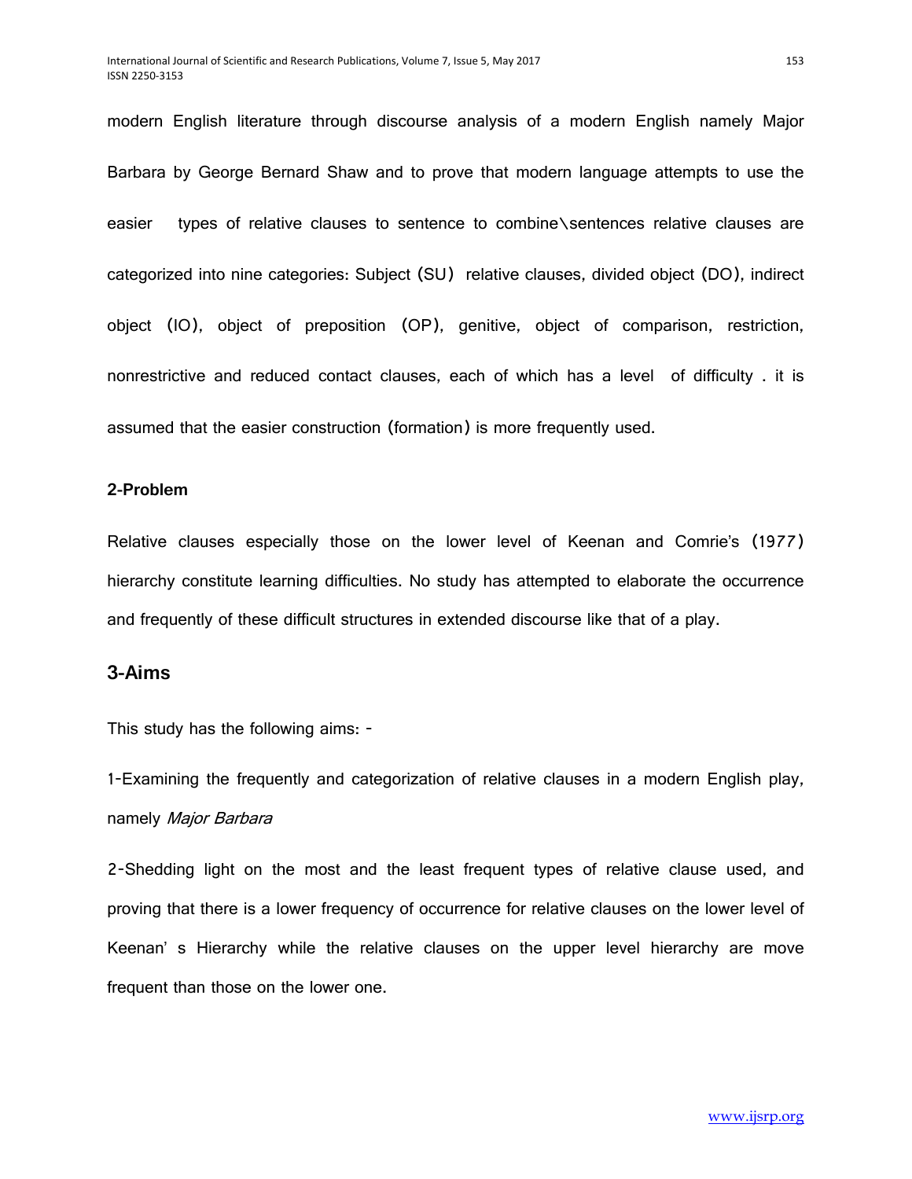modern English literature through discourse analysis of a modern English namely Major Barbara by George Bernard Shaw and to prove that modern language attempts to use the easier types of relative clauses to sentence to combine\sentences relative clauses are categorized into nine categories: Subject (SU) relative clauses, divided object (DO), indirect object (IO), object of preposition (OP), genitive, object of comparison, restriction, nonrestrictive and reduced contact clauses, each of which has a level of difficulty . it is assumed that the easier construction (formation) is more frequently used.

### 2-Problem

Relative clauses especially those on the lower level of Keenan and Comrie's (1977) hierarchy constitute learning difficulties. No study has attempted to elaborate the occurrence and frequently of these difficult structures in extended discourse like that of a play.

## 3-Aims

This study has the following aims: -

1-Examining the frequently and categorization of relative clauses in a modern English play, namely *Major Barbara*

2-Shedding light on the most and the least frequent types of relative clause used, and proving that there is a lower frequency of occurrence for relative clauses on the lower level of Keenan' s Hierarchy while the relative clauses on the upper level hierarchy are move frequent than those on the lower one.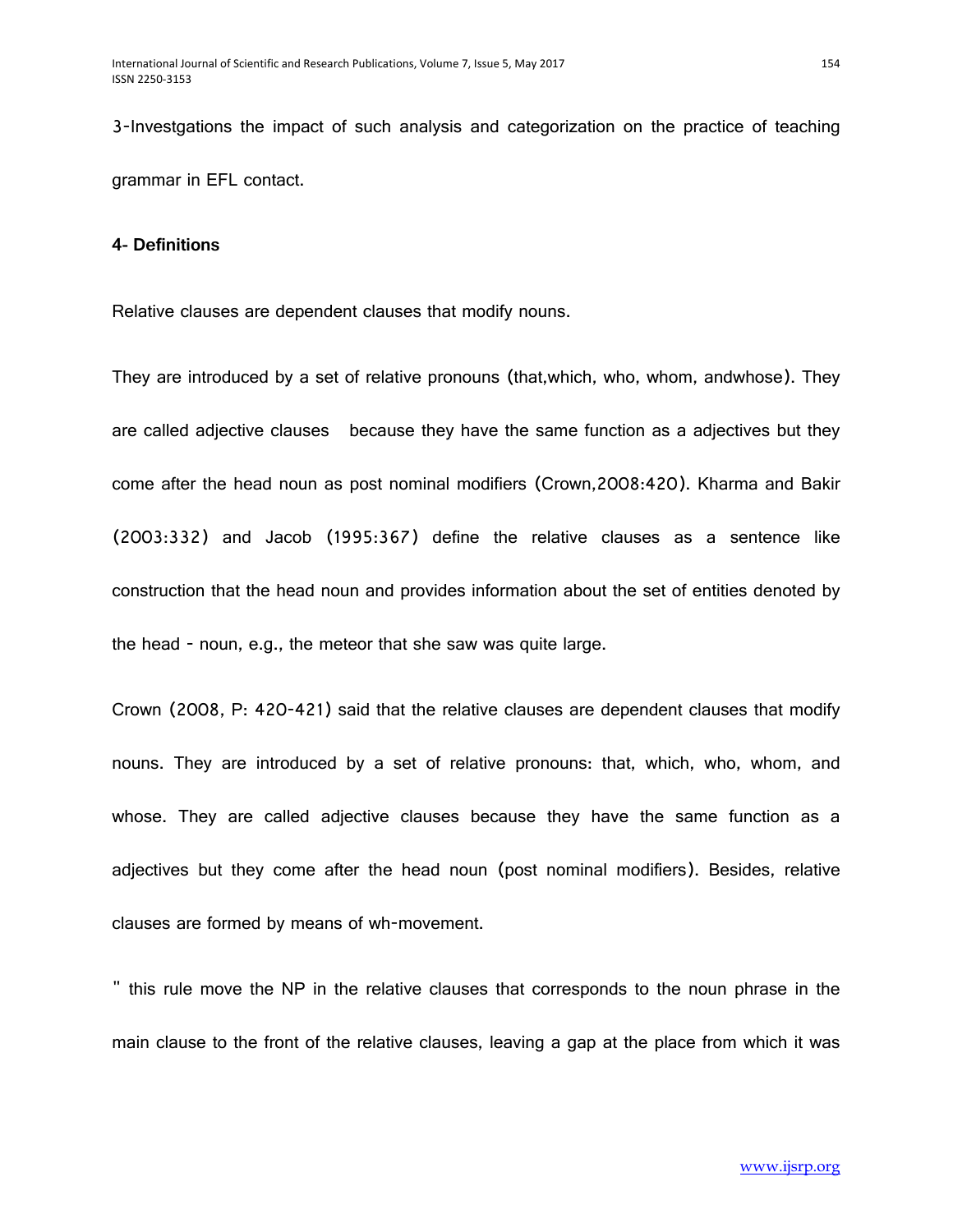3-Investgations the impact of such analysis and categorization on the practice of teaching grammar in EFL contact.

**4- Definitions**

Relative clauses are dependent clauses that modify nouns.

They are introduced by a set of relative pronouns (that,which, who, whom, andwhose). They are called adjective clauses because they have the same function as a adjectives but they come after the head noun as post nominal modifiers (Crown,2008:420). Kharma and Bakir (2003:332) and Jacob (1995:367) define the relative clauses as a sentence like construction that the head noun and provides information about the set of entities denoted by the head - noun, e.g., the meteor that she saw was quite large.

Crown (2008, P: 420-421) said that the relative clauses are dependent clauses that modify nouns. They are introduced by a set of relative pronouns: that, which, who, whom, and whose. They are called adjective clauses because they have the same function as a adjectives but they come after the head noun (post nominal modifiers). Besides, relative clauses are formed by means of wh-movement.

" this rule move the NP in the relative clauses that corresponds to the noun phrase in the main clause to the front of the relative clauses, leaving a gap at the place from which it was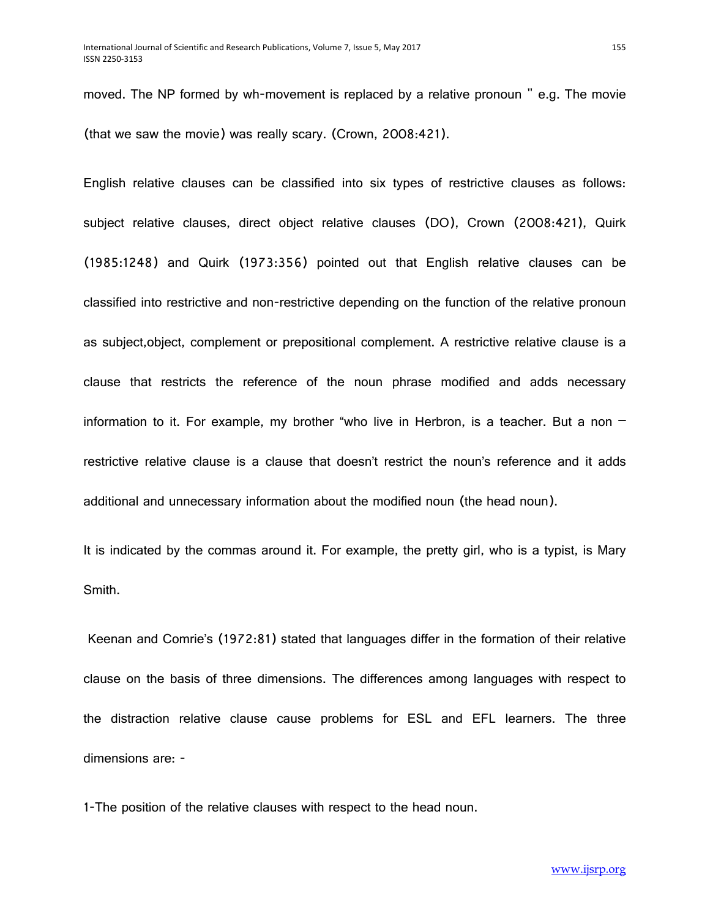moved. The NP formed by wh-movement is replaced by a relative pronoun " e.g. The movie (that we saw the movie) was really scary. (Crown, 2008:421).

English relative clauses can be classified into six types of restrictive clauses as follows: subject relative clauses, direct object relative clauses (DO), Crown (2008:421), Quirk (1985:1248) and Quirk (1973:356) pointed out that English relative clauses can be classified into restrictive and non-restrictive depending on the function of the relative pronoun as subject,object, complement or prepositional complement. A restrictive relative clause is a clause that restricts the reference of the noun phrase modified and adds necessary information to it. For example, my brother "who live in Herbron, is a teacher. But a non – restrictive relative clause is a clause that doesn't restrict the noun's reference and it adds additional and unnecessary information about the modified noun (the head noun).

It is indicated by the commas around it. For example, the pretty girl, who is a typist, is Mary Smith.

Keenan and Comrie's (1972:81) stated that languages differ in the formation of their relative clause on the basis of three dimensions. The differences among languages with respect to the distraction relative clause cause problems for ESL and EFL learners. The three dimensions are: -

1-The position of the relative clauses with respect to the head noun.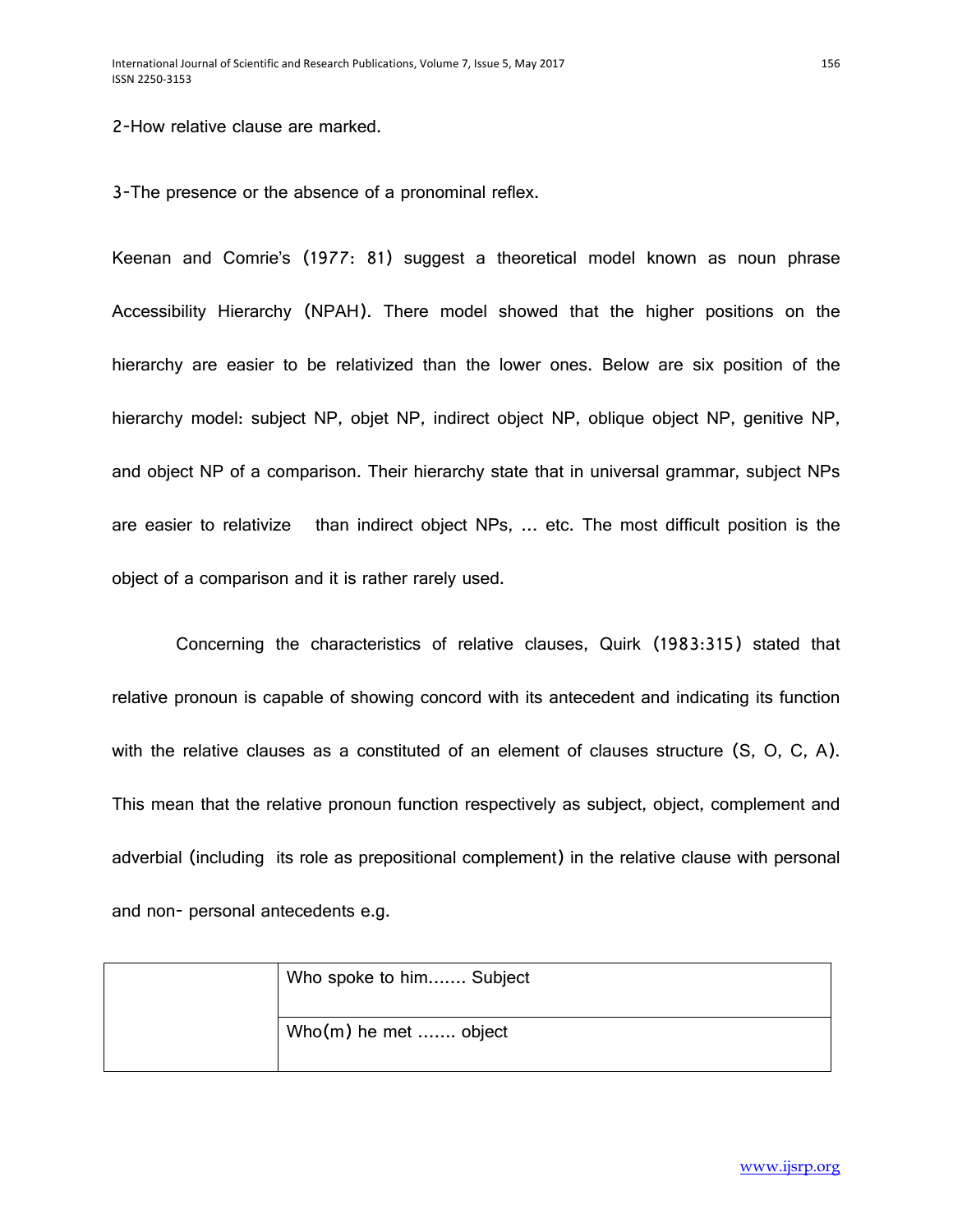2-How relative clause are marked.

3-The presence or the absence of a pronominal reflex.

Keenan and Comrie's (1977: 81) suggest a theoretical model known as noun phrase Accessibility Hierarchy (NPAH). There model showed that the higher positions on the hierarchy are easier to be relativized than the lower ones. Below are six position of the hierarchy model: subject NP, objet NP, indirect object NP, oblique object NP, genitive NP, and object NP of a comparison. Their hierarchy state that in universal grammar, subject NPs are easier to relativize than indirect object NPs, ... etc. The most difficult position is the object of a comparison and it is rather rarely used.

Concerning the characteristics of relative clauses, Quirk (1983:315) stated that relative pronoun is capable of showing concord with its antecedent and indicating its function with the relative clauses as a constituted of an element of clauses structure (S, O, C, A). This mean that the relative pronoun function respectively as subject, object, complement and adverbial (including its role as prepositional complement) in the relative clause with personal and non- personal antecedents e.g.

| | |
|---|---|
| | Who spoke to him....... Subject |
| | Who(m) he met ....... object |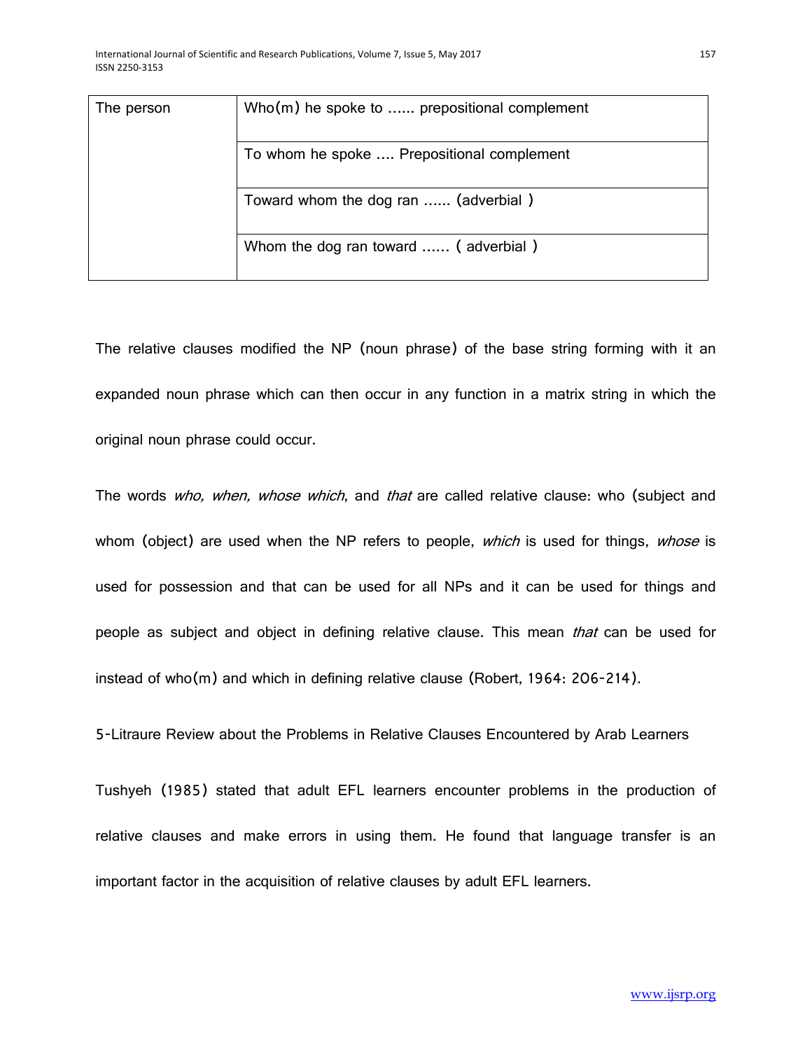| The person | Who(m) he spoke to ...... prepositional complement |
|---|---|
| | To whom he spoke .... Prepositional complement |
| | Toward whom the dog ran ...... (adverbial ) |
| | Whom the dog ran toward ...... ( adverbial ) |

The relative clauses modified the NP (noun phrase) of the base string forming with it an expanded noun phrase which can then occur in any function in a matrix string in which the original noun phrase could occur.

The words *who, when, whose which*, and *that* are called relative clause: who (subject and whom (object) are used when the NP refers to people, *which* is used for things, *whose* is used for possession and that can be used for all NPs and it can be used for things and people as subject and object in defining relative clause. This mean *that* can be used for instead of who(m) and which in defining relative clause (Robert, 1964: 206-214).

5-Litraure Review about the Problems in Relative Clauses Encountered by Arab Learners

Tushyeh (1985) stated that adult EFL learners encounter problems in the production of relative clauses and make errors in using them. He found that language transfer is an important factor in the acquisition of relative clauses by adult EFL learners.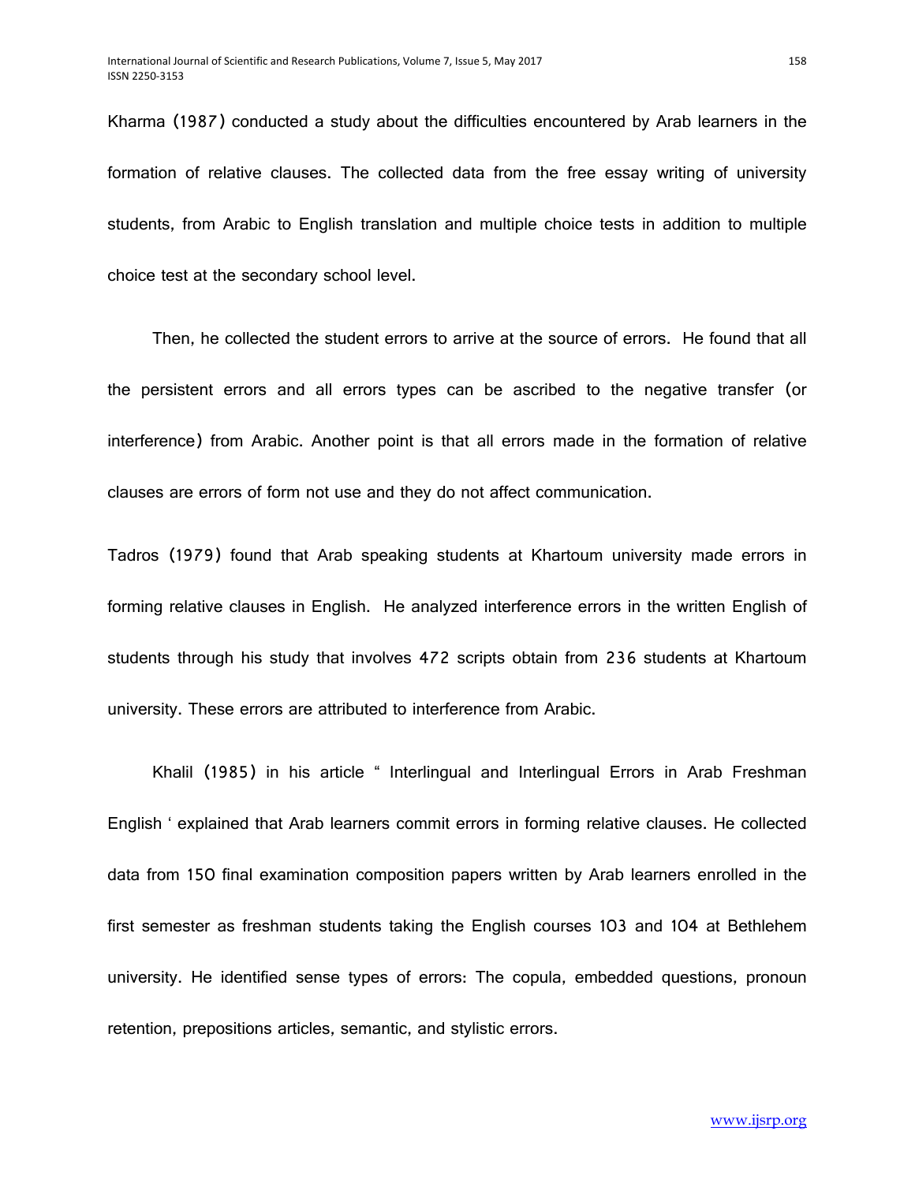Kharma (1987) conducted a study about the difficulties encountered by Arab learners in the formation of relative clauses. The collected data from the free essay writing of university students, from Arabic to English translation and multiple choice tests in addition to multiple choice test at the secondary school level.

Then, he collected the student errors to arrive at the source of errors. He found that all the persistent errors and all errors types can be ascribed to the negative transfer (or interference) from Arabic. Another point is that all errors made in the formation of relative clauses are errors of form not use and they do not affect communication.

Tadros (1979) found that Arab speaking students at Khartoum university made errors in forming relative clauses in English. He analyzed interference errors in the written English of students through his study that involves 472 scripts obtain from 236 students at Khartoum university. These errors are attributed to interference from Arabic.

Khalil (1985) in his article " Interlingual and Interlingual Errors in Arab Freshman English ' explained that Arab learners commit errors in forming relative clauses. He collected data from 150 final examination composition papers written by Arab learners enrolled in the first semester as freshman students taking the English courses 103 and 104 at Bethlehem university. He identified sense types of errors: The copula, embedded questions, pronoun retention, prepositions articles, semantic, and stylistic errors.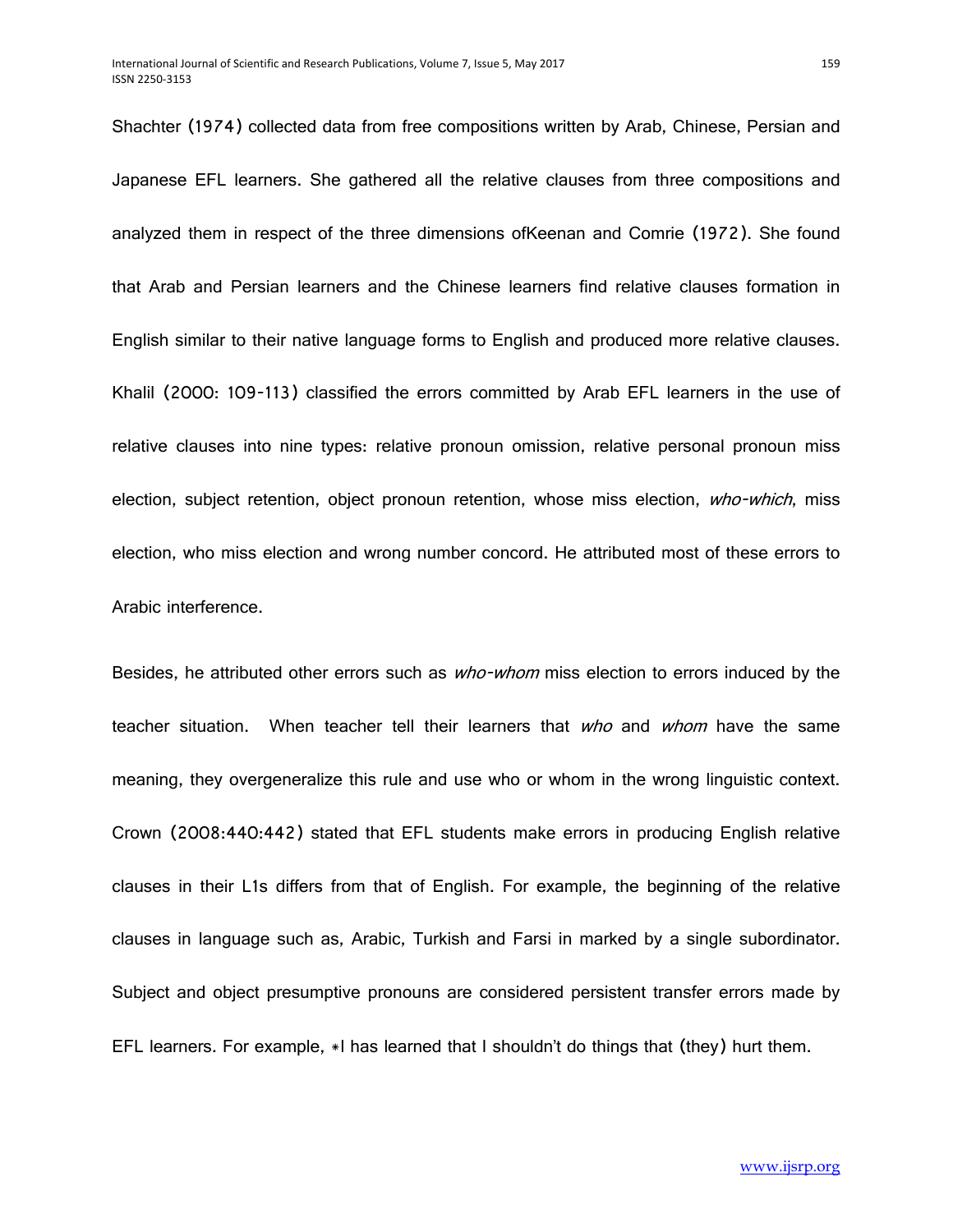Shachter (1974) collected data from free compositions written by Arab, Chinese, Persian and Japanese EFL learners. She gathered all the relative clauses from three compositions and analyzed them in respect of the three dimensions ofKeenan and Comrie (1972). She found that Arab and Persian learners and the Chinese learners find relative clauses formation in English similar to their native language forms to English and produced more relative clauses. Khalil (2000: 109-113) classified the errors committed by Arab EFL learners in the use of relative clauses into nine types: relative pronoun omission, relative personal pronoun miss election, subject retention, object pronoun retention, whose miss election, *who-which*, miss election, who miss election and wrong number concord. He attributed most of these errors to Arabic interference.

Besides, he attributed other errors such as *who-whom* miss election to errors induced by the teacher situation. When teacher tell their learners that *who* and *whom* have the same meaning, they overgeneralize this rule and use who or whom in the wrong linguistic context. Crown (2008:440:442) stated that EFL students make errors in producing English relative clauses in their L1s differs from that of English. For example, the beginning of the relative clauses in language such as, Arabic, Turkish and Farsi in marked by a single subordinator. Subject and object presumptive pronouns are considered persistent transfer errors made by EFL learners. For example, *I has learned that I shouldn't do things that (they) hurt them.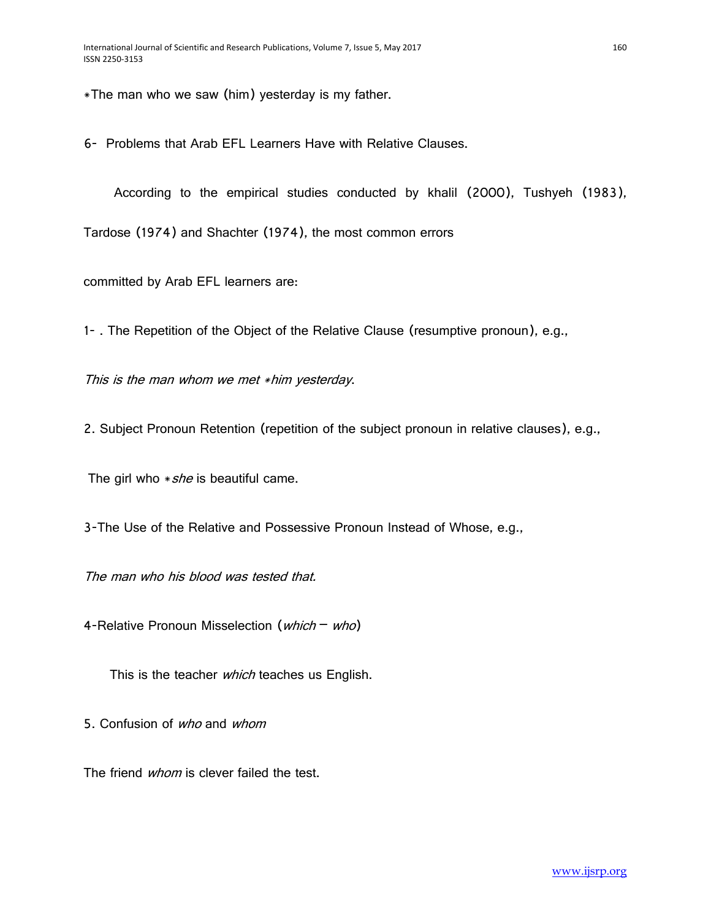∗The man who we saw (him) yesterday is my father.

6- Problems that Arab EFL Learners Have with Relative Clauses.

According to the empirical studies conducted by khalil (2000), Tushyeh (1983), Tardose (1974) and Shachter (1974), the most common errors committed by Arab EFL learners are:

1- . The Repetition of the Object of the Relative Clause (resumptive pronoun), e.g.,

*This is the man whom we met ∗him yesterday*.

2. Subject Pronoun Retention (repetition of the subject pronoun in relative clauses), e.g.,

The girl who ∗*she* is beautiful came.

3-The Use of the Relative and Possessive Pronoun Instead of Whose, e.g.,

*The man who his blood was tested that.*

4-Relative Pronoun Misselection (*which* – *who*)

This is the teacher *which* teaches us English.

5. Confusion of *who* and *whom*

The friend *whom* is clever failed the test.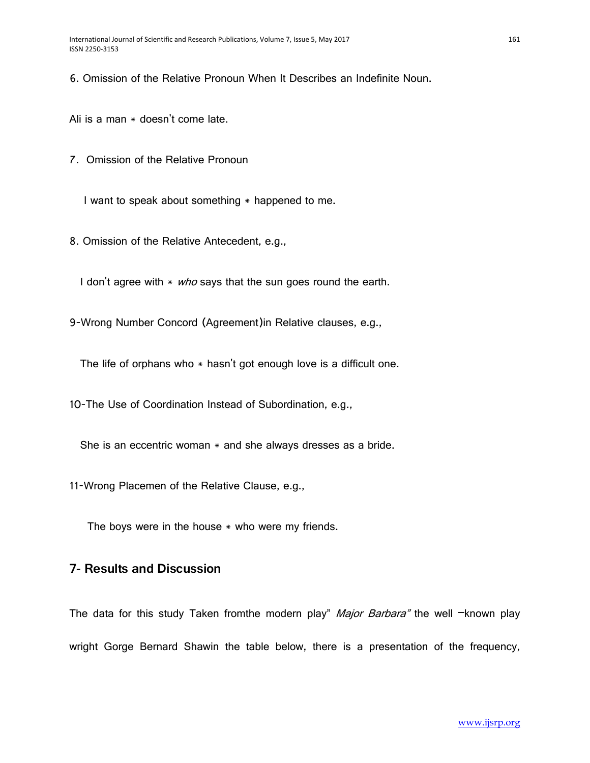6. Omission of the Relative Pronoun When It Describes an Indefinite Noun.

Ali is a man * doesn't come late.

7. Omission of the Relative Pronoun

I want to speak about something * happened to me.

8. Omission of the Relative Antecedent, e.g.,

I don't agree with * *who* says that the sun goes round the earth.

9-Wrong Number Concord (Agreement)in Relative clauses, e.g.,

The life of orphans who * hasn't got enough love is a difficult one.

10-The Use of Coordination Instead of Subordination, e.g.,

She is an eccentric woman * and she always dresses as a bride.

11-Wrong Placemen of the Relative Clause, e.g.,

The boys were in the house * who were my friends.

## 7- Results and Discussion

The data for this study Taken fromthe modern play" *Major Barbara"* the well –known play wright Gorge Bernard Shawin the table below, there is a presentation of the frequency,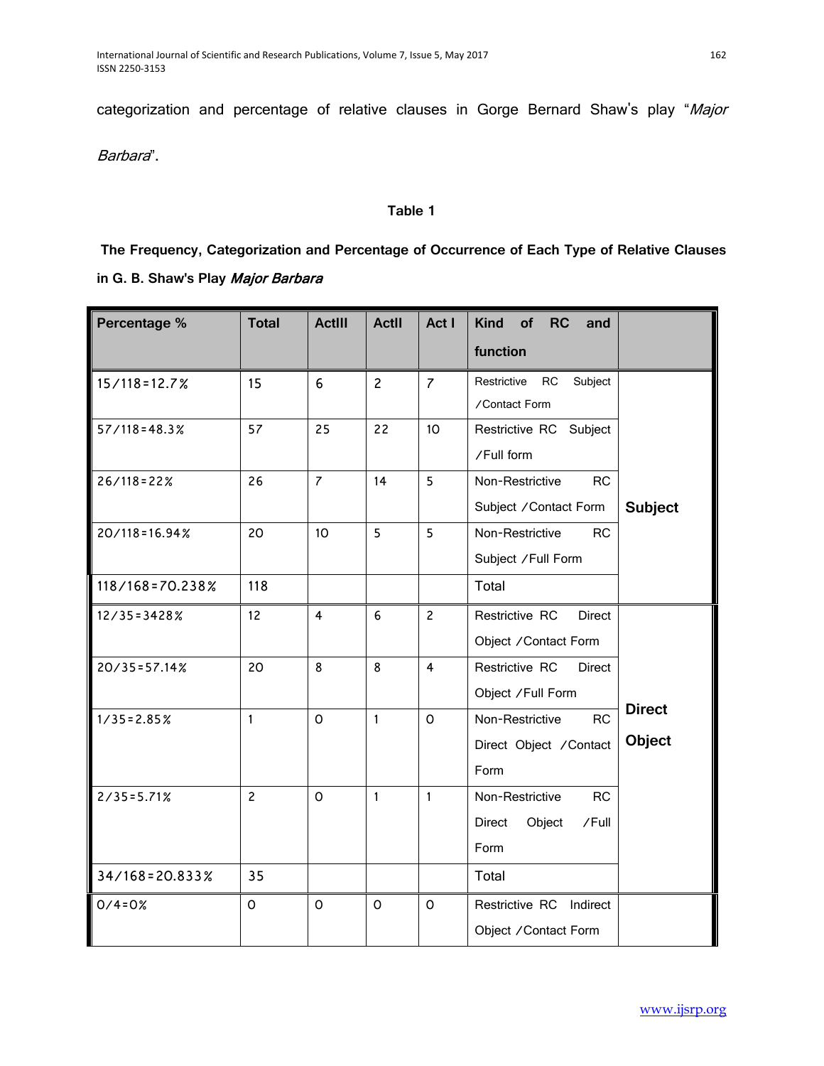categorization and percentage of relative clauses in Gorge Bernard Shaw's play "*Major Barbara*".

**Table 1**

**The Frequency, Categorization and Percentage of Occurrence of Each Type of Relative Clauses in G. B. Shaw's Play *Major Barbara***

| Percentage % | Total | ActIII | ActII | Act I | Kind of RC and function | |
|---|---|---|---|---|---|---|
| 15/118=12.7% | 15 | 6 | 2 | 7 | Restrictive RC Subject /Contact Form | Subject |
| 57/118=48.3% | 57 | 25 | 22 | 10 | Restrictive RC Subject /Full form | |
| 26/118=22% | 26 | 7 | 14 | 5 | Non-Restrictive RC Subject /Contact Form | |
| 20/118=16.94% | 20 | 10 | 5 | 5 | Non-Restrictive RC Subject /Full Form | |
| 118/168=70.238% | 118 | | | | Total | |
| 12/35=3428% | 12 | 4 | 6 | 2 | Restrictive RC Direct Object /Contact Form | Direct Object |
| 20/35=57.14% | 20 | 8 | 8 | 4 | Restrictive RC Direct Object /Full Form | |
| 1/35=2.85% | 1 | 0 | 1 | 0 | Non-Restrictive RC Direct Object /Contact Form | |
| 2/35=5.71% | 2 | 0 | 1 | 1 | Non-Restrictive RC Direct Object /Full Form | |
| 34/168=20.833% | 35 | | | | Total | |
| 0/4=0% | 0 | 0 | 0 | 0 | Restrictive RC Indirect Object /Contact Form | |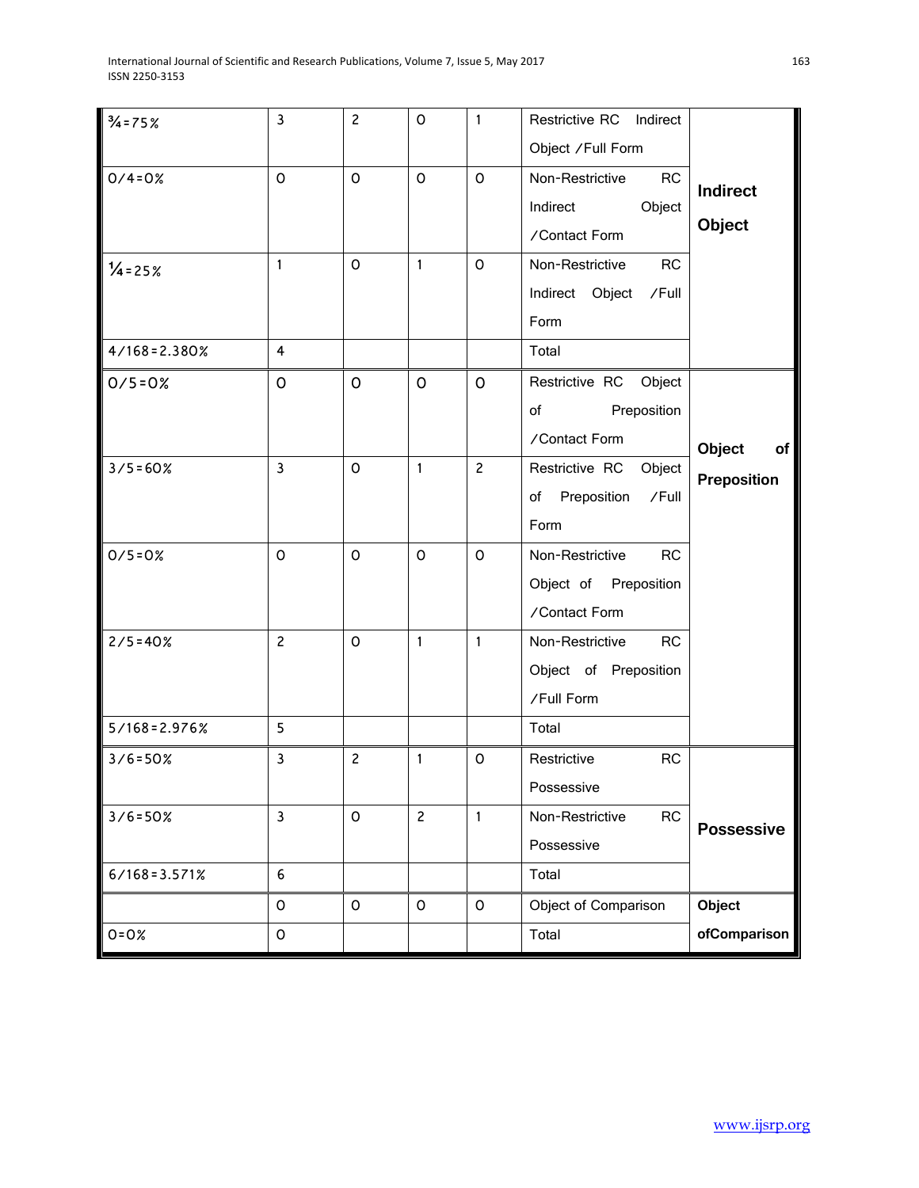| | | | | | | |
|---|---|---|---|---|---|---|
| ¾=75% | 3 | 2 | 0 | 1 | Restrictive RC Indirect Object /Full Form | **Indirect Object** |
| 0/4=0% | 0 | 0 | 0 | 0 | Non-Restrictive RC Indirect Object /Contact Form | |
| ¼=25% | 1 | 0 | 1 | 0 | Non-Restrictive RC Indirect Object /Full Form | |
| 4/168=2.380% | 4 | | | | Total | |
| 0/5=0% | 0 | 0 | 0 | 0 | Restrictive RC Object of Preposition /Contact Form | **Object of Preposition** |
| 3/5=60% | 3 | 0 | 1 | 2 | Restrictive RC Object of Preposition /Full Form | |
| 0/5=0% | 0 | 0 | 0 | 0 | Non-Restrictive RC Object of Preposition /Contact Form | |
| 2/5=40% | 2 | 0 | 1 | 1 | Non-Restrictive RC Object of Preposition /Full Form | |
| 5/168=2.976% | 5 | | | | Total | |
| 3/6=50% | 3 | 2 | 1 | 0 | Restrictive RC Possessive | **Possessive** |
| 3/6=50% | 3 | 0 | 2 | 1 | Non-Restrictive RC Possessive | |
| 6/168=3.571% | 6 | | | | Total | |
| | 0 | 0 | 0 | 0 | Object of Comparison | **Object ofComparison** |
| 0=0% | 0 | | | | Total | |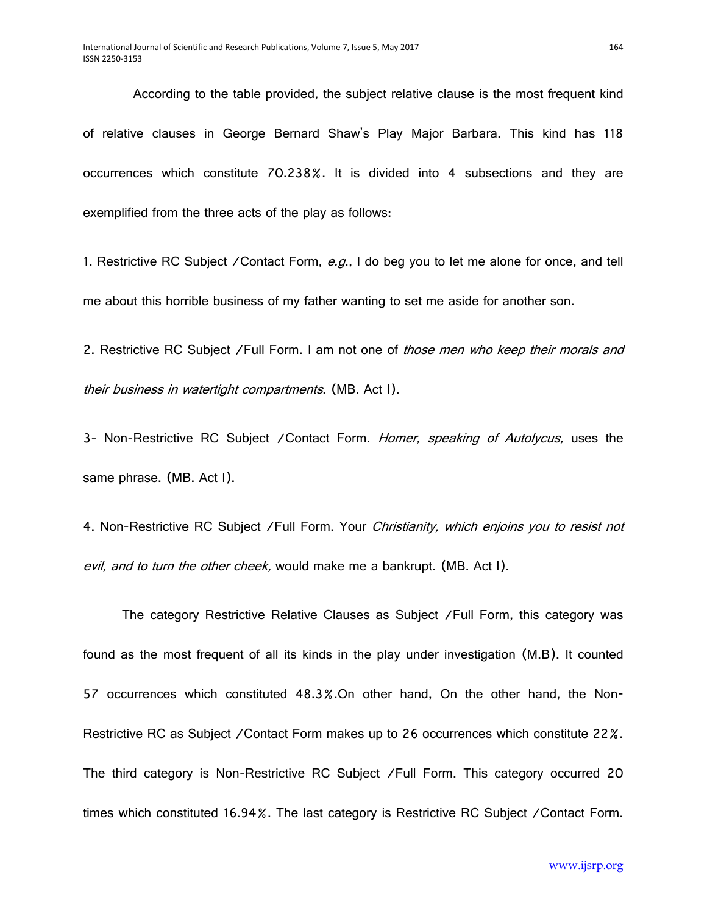According to the table provided, the subject relative clause is the most frequent kind of relative clauses in George Bernard Shaw's Play Major Barbara. This kind has 118 occurrences which constitute 70.238%. It is divided into 4 subsections and they are exemplified from the three acts of the play as follows:

1. Restrictive RC Subject /Contact Form, *e.g.*, I do beg you to let me alone for once, and tell me about this horrible business of my father wanting to set me aside for another son.

2. Restrictive RC Subject /Full Form. I am not one of *those men who keep their morals and their business in watertight compartments*. (MB. Act I).

3- Non-Restrictive RC Subject /Contact Form. *Homer, speaking of Autolycus,* uses the same phrase. (MB. Act I).

4. Non-Restrictive RC Subject /Full Form. Your *Christianity, which enjoins you to resist not evil, and to turn the other cheek,* would make me a bankrupt. (MB. Act I).

The category Restrictive Relative Clauses as Subject /Full Form, this category was found as the most frequent of all its kinds in the play under investigation (M.B). It counted 57 occurrences which constituted 48.3%.On other hand, On the other hand, the Non-Restrictive RC as Subject /Contact Form makes up to 26 occurrences which constitute 22%. The third category is Non-Restrictive RC Subject /Full Form. This category occurred 20 times which constituted 16.94%. The last category is Restrictive RC Subject /Contact Form.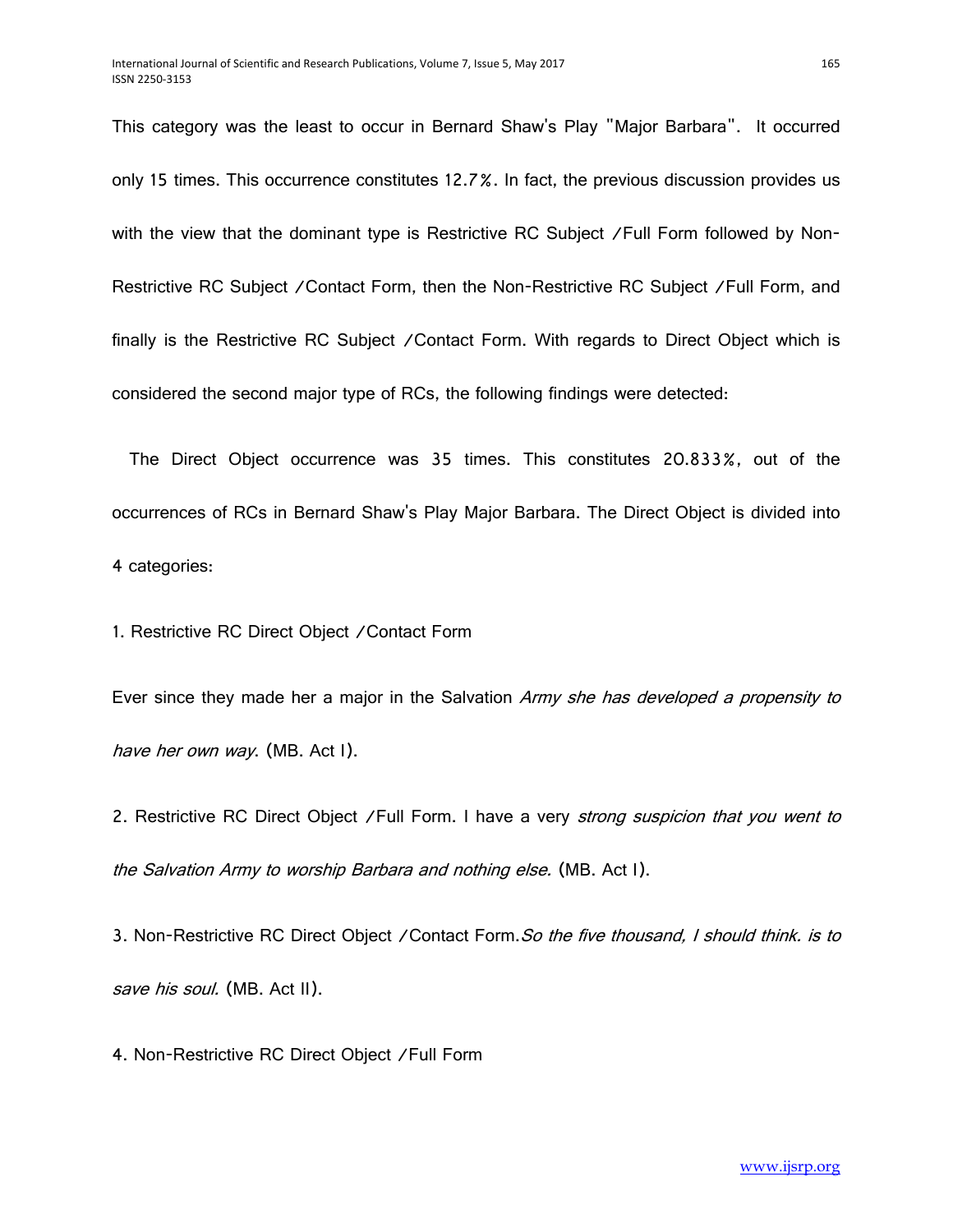This category was the least to occur in Bernard Shaw's Play "Major Barbara". It occurred only 15 times. This occurrence constitutes 12.7%. In fact, the previous discussion provides us with the view that the dominant type is Restrictive RC Subject /Full Form followed by Non-Restrictive RC Subject /Contact Form, then the Non-Restrictive RC Subject /Full Form, and finally is the Restrictive RC Subject /Contact Form. With regards to Direct Object which is considered the second major type of RCs, the following findings were detected:

The Direct Object occurrence was 35 times. This constitutes 20.833%, out of the occurrences of RCs in Bernard Shaw's Play Major Barbara. The Direct Object is divided into 4 categories:

1. Restrictive RC Direct Object /Contact Form

Ever since they made her a major in the Salvation *Army she has developed a propensity to have her own way*. (MB. Act I).

2. Restrictive RC Direct Object /Full Form. I have a very *strong suspicion that you went to the Salvation Army to worship Barbara and nothing else.* (MB. Act I).

3. Non-Restrictive RC Direct Object /Contact Form.*So the five thousand, I should think. is to save his soul.* (MB. Act II).

4. Non-Restrictive RC Direct Object /Full Form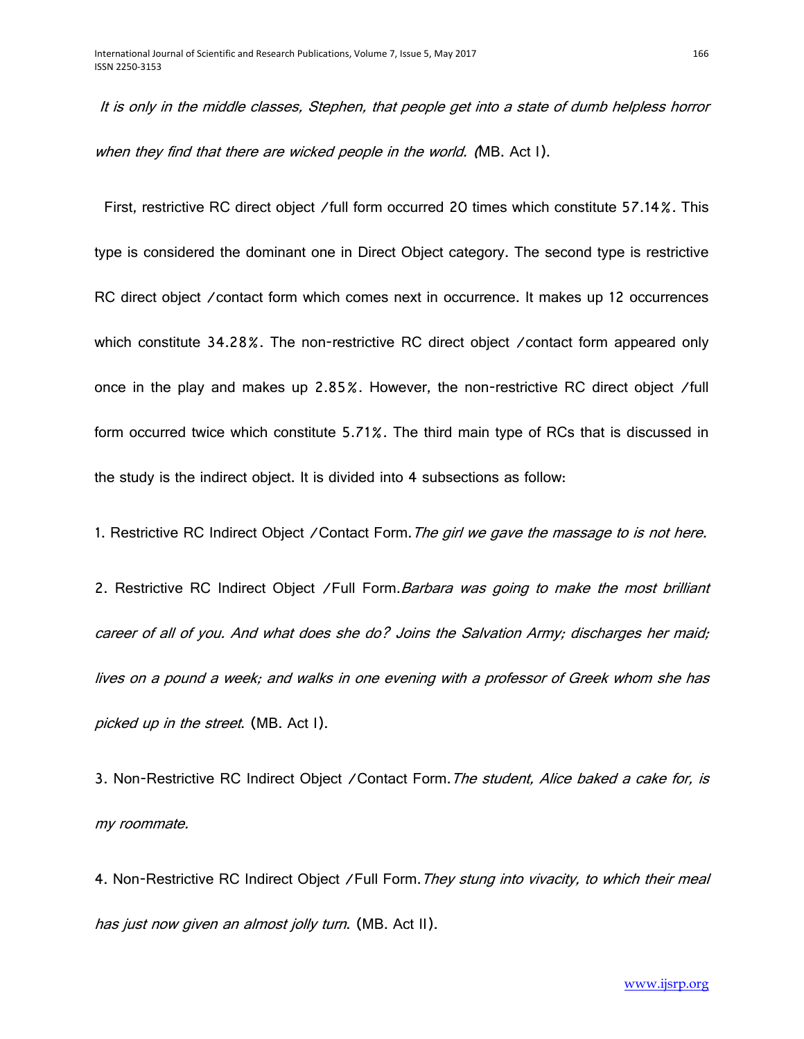*It is only in the middle classes, Stephen, that people get into a state of dumb helpless horror when they find that there are wicked people in the world.* (MB. Act I).

First, restrictive RC direct object /full form occurred 20 times which constitute 57.14%. This type is considered the dominant one in Direct Object category. The second type is restrictive RC direct object /contact form which comes next in occurrence. It makes up 12 occurrences which constitute 34.28%. The non-restrictive RC direct object /contact form appeared only once in the play and makes up 2.85%. However, the non-restrictive RC direct object /full form occurred twice which constitute 5.71%. The third main type of RCs that is discussed in the study is the indirect object. It is divided into 4 subsections as follow:

1. Restrictive RC Indirect Object /Contact Form. *The girl we gave the massage to is not here.*

2. Restrictive RC Indirect Object /Full Form. *Barbara was going to make the most brilliant career of all of you. And what does she do? Joins the Salvation Army; discharges her maid; lives on a pound a week; and walks in one evening with a professor of Greek whom she has picked up in the street.* (MB. Act I).

3. Non-Restrictive RC Indirect Object /Contact Form. *The student, Alice baked a cake for, is my roommate.*

4. Non-Restrictive RC Indirect Object /Full Form. *They stung into vivacity, to which their meal has just now given an almost jolly turn.* (MB. Act II).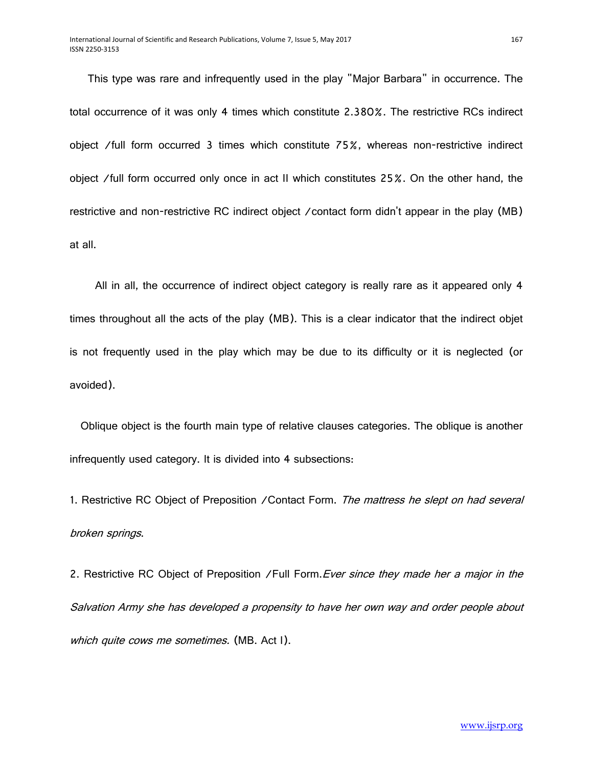This type was rare and infrequently used in the play "Major Barbara" in occurrence. The total occurrence of it was only 4 times which constitute 2.380%. The restrictive RCs indirect object /full form occurred 3 times which constitute 75%, whereas non-restrictive indirect object /full form occurred only once in act II which constitutes 25%. On the other hand, the restrictive and non-restrictive RC indirect object /contact form didn't appear in the play (MB) at all.

All in all, the occurrence of indirect object category is really rare as it appeared only 4 times throughout all the acts of the play (MB). This is a clear indicator that the indirect objet is not frequently used in the play which may be due to its difficulty or it is neglected (or avoided).

Oblique object is the fourth main type of relative clauses categories. The oblique is another infrequently used category. It is divided into 4 subsections:

1. Restrictive RC Object of Preposition /Contact Form. *The mattress he slept on had several broken springs*.

2. Restrictive RC Object of Preposition /Full Form.*Ever since they made her a major in the Salvation Army she has developed a propensity to have her own way and order people about which quite cows me sometimes.* (MB. Act I).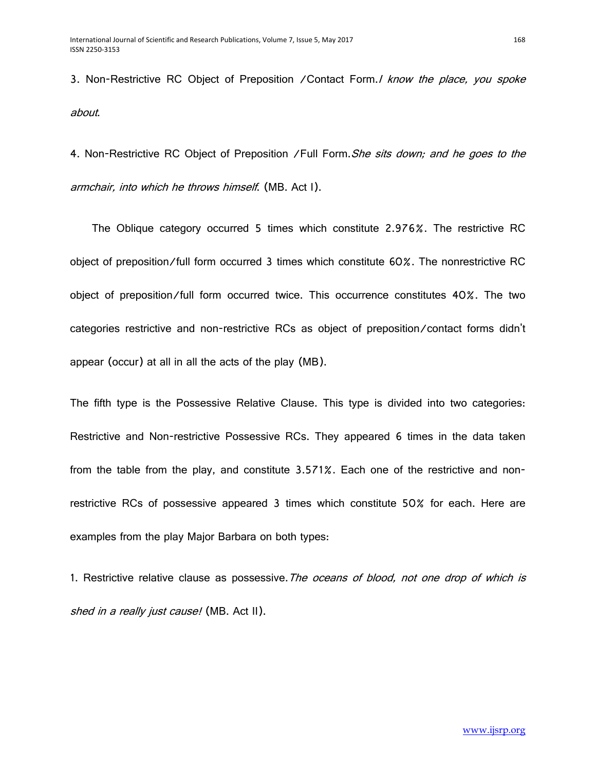3. Non-Restrictive RC Object of Preposition /Contact Form.*I know the place, you spoke about*.

4. Non-Restrictive RC Object of Preposition /Full Form.*She sits down; and he goes to the armchair, into which he throws himself*. (MB. Act I).

The Oblique category occurred 5 times which constitute 2.976%. The restrictive RC object of preposition/full form occurred 3 times which constitute 60%. The nonrestrictive RC object of preposition/full form occurred twice. This occurrence constitutes 40%. The two categories restrictive and non-restrictive RCs as object of preposition/contact forms didn't appear (occur) at all in all the acts of the play (MB).

The fifth type is the Possessive Relative Clause. This type is divided into two categories: Restrictive and Non-restrictive Possessive RCs. They appeared 6 times in the data taken from the table from the play, and constitute 3.571%. Each one of the restrictive and non-restrictive RCs of possessive appeared 3 times which constitute 50% for each. Here are examples from the play Major Barbara on both types:

1. Restrictive relative clause as possessive.*The oceans of blood, not one drop of which is shed in a really just cause!* (MB. Act II).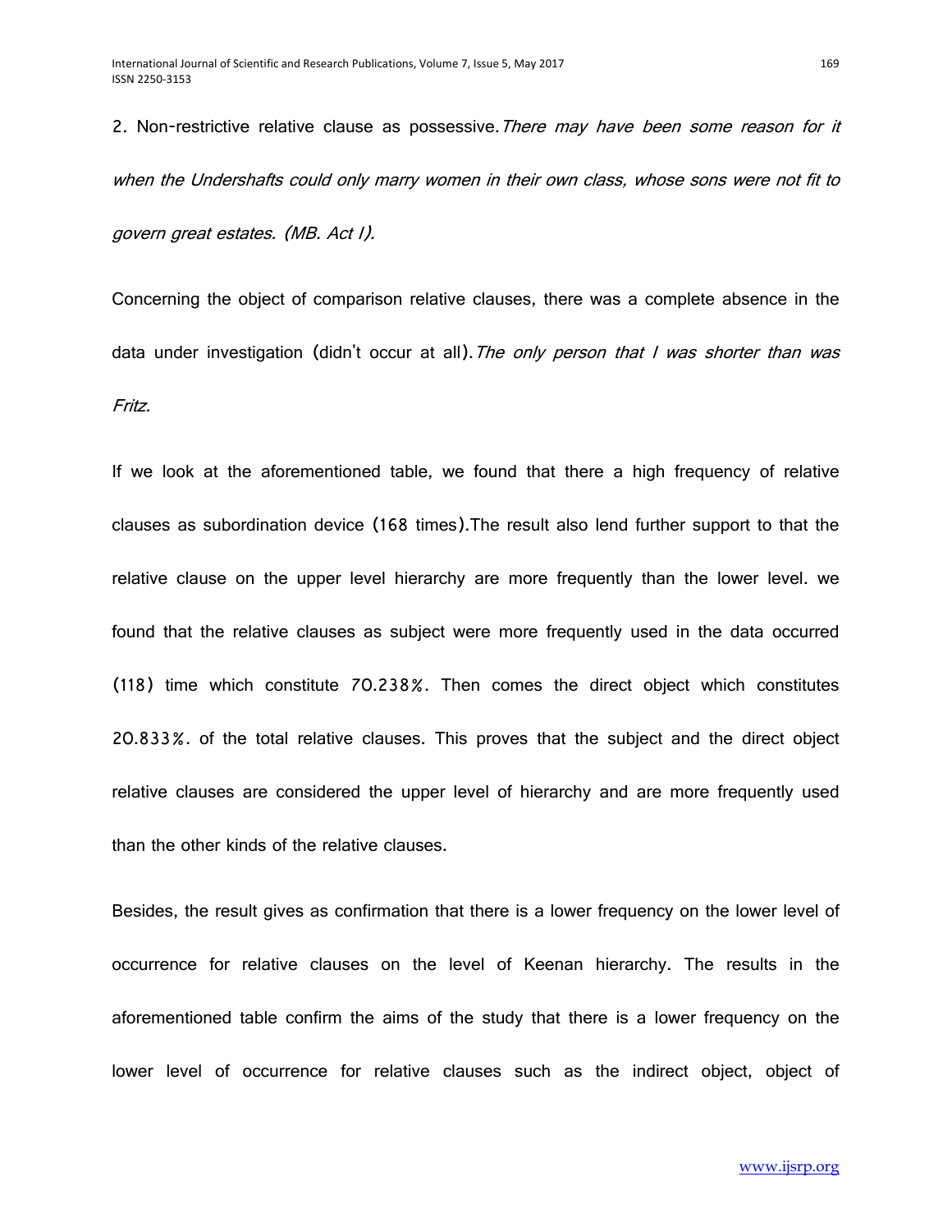2. Non-restrictive relative clause as possessive. *There may have been some reason for it when the Undershafts could only marry women in their own class, whose sons were not fit to govern great estates. (MB. Act I).*

Concerning the object of comparison relative clauses, there was a complete absence in the data under investigation (didn't occur at all). *The only person that I was shorter than was Fritz.*

If we look at the aforementioned table, we found that there a high frequency of relative clauses as subordination device (168 times).The result also lend further support to that the relative clause on the upper level hierarchy are more frequently than the lower level. we found that the relative clauses as subject were more frequently used in the data occurred (118) time which constitute 70.238%. Then comes the direct object which constitutes 20.833%. of the total relative clauses. This proves that the subject and the direct object relative clauses are considered the upper level of hierarchy and are more frequently used than the other kinds of the relative clauses.

Besides, the result gives as confirmation that there is a lower frequency on the lower level of occurrence for relative clauses on the level of Keenan hierarchy. The results in the aforementioned table confirm the aims of the study that there is a lower frequency on the lower level of occurrence for relative clauses such as the indirect object, object of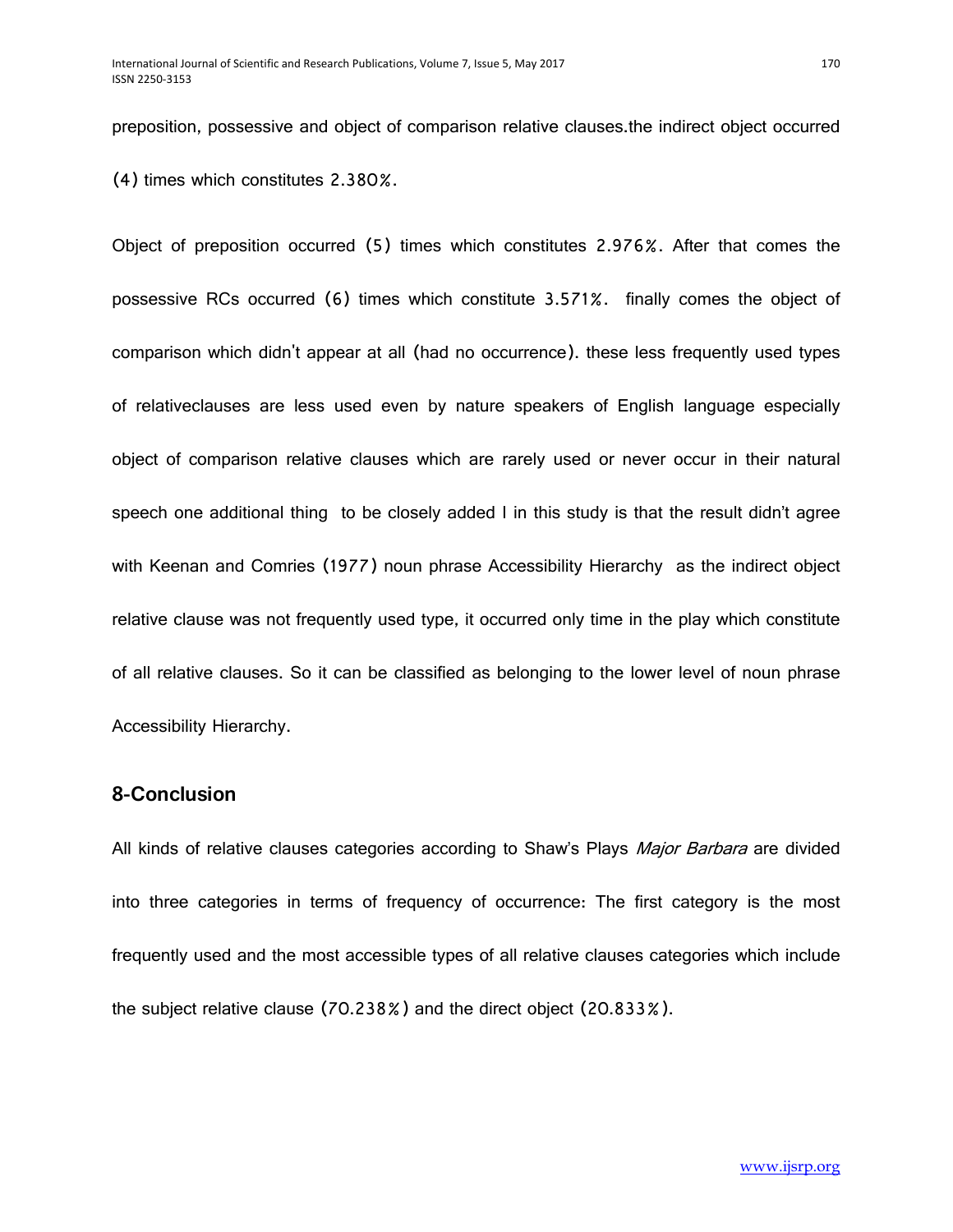preposition, possessive and object of comparison relative clauses.the indirect object occurred (4) times which constitutes 2.380%.

Object of preposition occurred (5) times which constitutes 2.976%. After that comes the possessive RCs occurred (6) times which constitute 3.571%. finally comes the object of comparison which didn't appear at all (had no occurrence). these less frequently used types of relativeclauses are less used even by nature speakers of English language especially object of comparison relative clauses which are rarely used or never occur in their natural speech one additional thing to be closely added I in this study is that the result didn't agree with Keenan and Comries (1977) noun phrase Accessibility Hierarchy as the indirect object relative clause was not frequently used type, it occurred only time in the play which constitute of all relative clauses. So it can be classified as belonging to the lower level of noun phrase Accessibility Hierarchy.

## 8-Conclusion

All kinds of relative clauses categories according to Shaw's Plays *Major Barbara* are divided into three categories in terms of frequency of occurrence: The first category is the most frequently used and the most accessible types of all relative clauses categories which include the subject relative clause (70.238%) and the direct object (20.833%).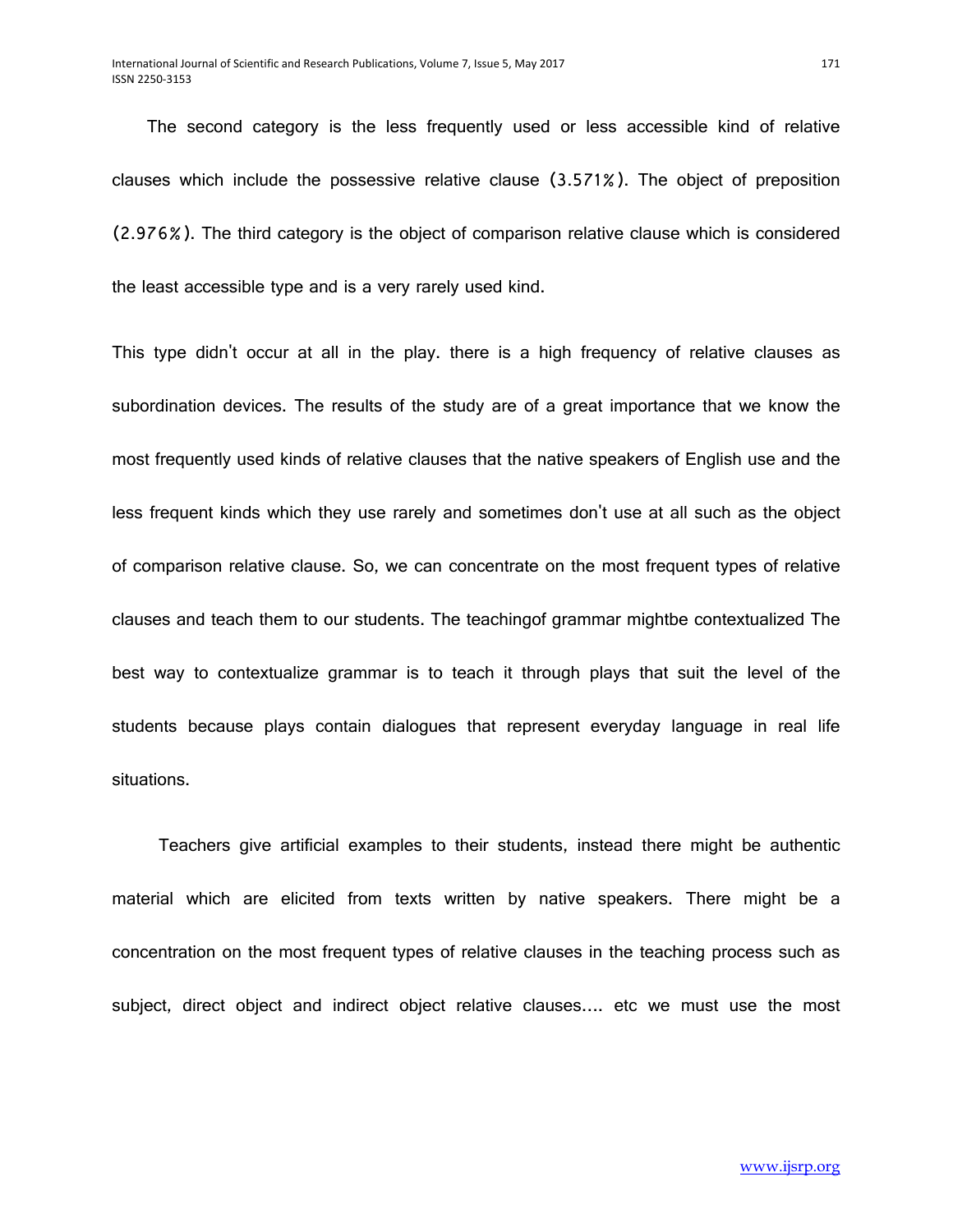The second category is the less frequently used or less accessible kind of relative clauses which include the possessive relative clause (3.571%). The object of preposition (2.976%). The third category is the object of comparison relative clause which is considered the least accessible type and is a very rarely used kind.

This type didn't occur at all in the play. there is a high frequency of relative clauses as subordination devices. The results of the study are of a great importance that we know the most frequently used kinds of relative clauses that the native speakers of English use and the less frequent kinds which they use rarely and sometimes don't use at all such as the object of comparison relative clause. So, we can concentrate on the most frequent types of relative clauses and teach them to our students. The teachingof grammar mightbe contextualized The best way to contextualize grammar is to teach it through plays that suit the level of the students because plays contain dialogues that represent everyday language in real life situations.

Teachers give artificial examples to their students, instead there might be authentic material which are elicited from texts written by native speakers. There might be a concentration on the most frequent types of relative clauses in the teaching process such as subject, direct object and indirect object relative clauses.... etc we must use the most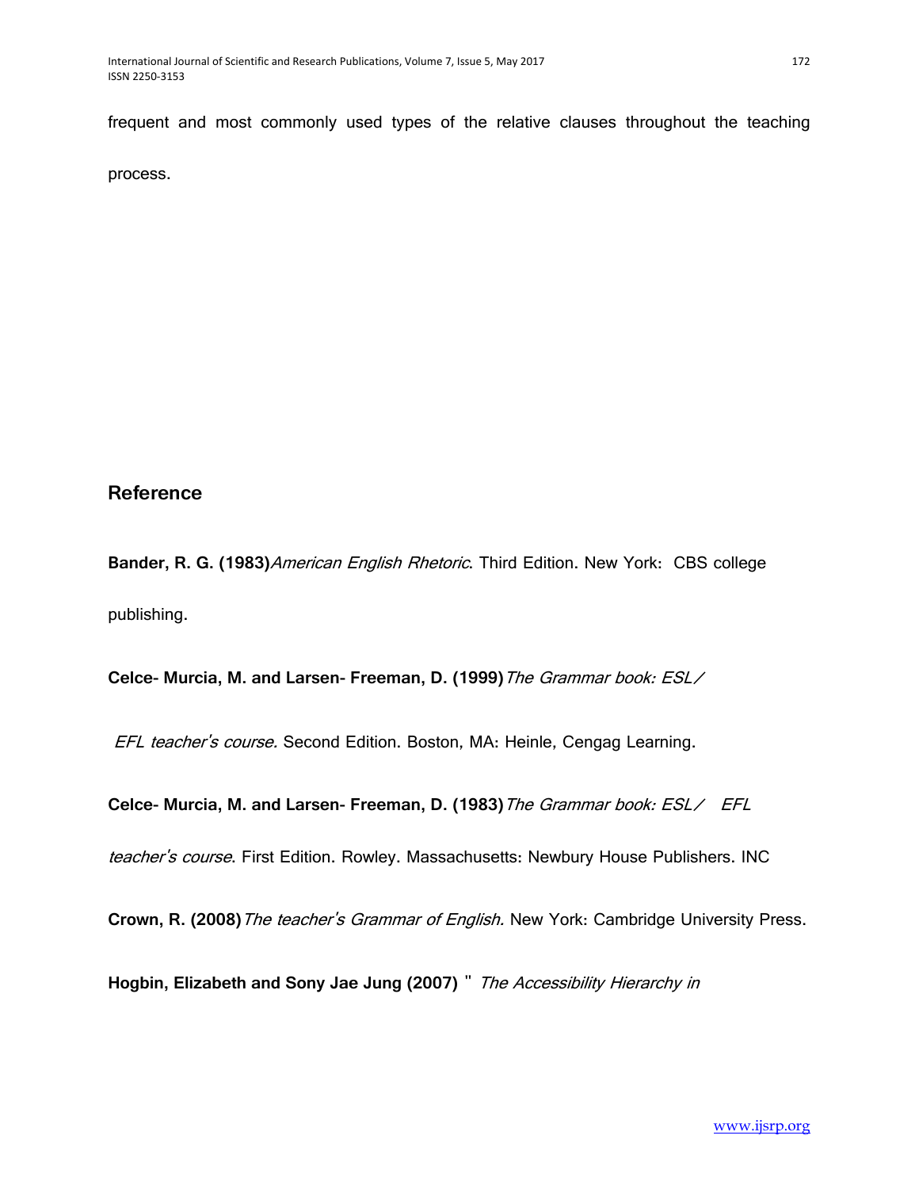frequent and most commonly used types of the relative clauses throughout the teaching process.

## Reference

**Bander, R. G. (1983)** *American English Rhetoric*. Third Edition. New York: CBS college publishing.

**Celce- Murcia, M. and Larsen- Freeman, D. (1999)** *The Grammar book: ESL/ EFL teacher's course.* Second Edition. Boston, MA: Heinle, Cengag Learning.

**Celce- Murcia, M. and Larsen- Freeman, D. (1983)** *The Grammar book: ESL/ EFL teacher's course*. First Edition. Rowley. Massachusetts: Newbury House Publishers. INC

**Crown, R. (2008)** *The teacher's Grammar of English.* New York: Cambridge University Press.

**Hogbin, Elizabeth and Sony Jae Jung (2007)** " *The Accessibility Hierarchy in*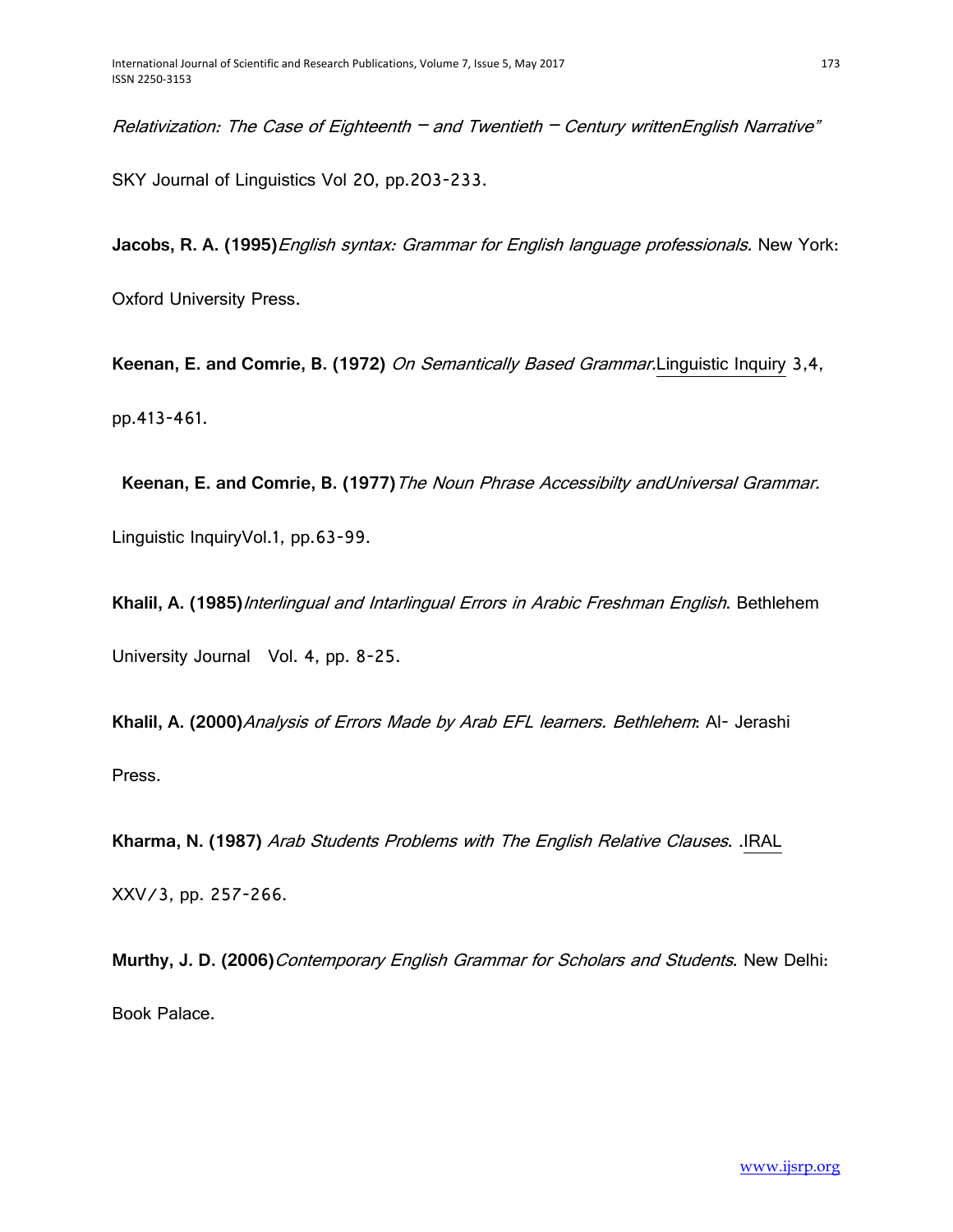*Relativization: The Case of Eighteenth – and Twentieth – Century writtenEnglish Narrative"*

SKY Journal of Linguistics Vol 20, pp.203-233.

**Jacobs, R. A. (1995)***English syntax: Grammar for English language professionals.* New York: Oxford University Press.

**Keenan, E. and Comrie, B. (1972)** *On Semantically Based Grammar.*Linguistic Inquiry 3,4, pp.413-461.

**Keenan, E. and Comrie, B. (1977)***The Noun Phrase Accessibilty andUniversal Grammar.* Linguistic InquiryVol.1, pp.63-99.

**Khalil, A. (1985)***Interlingual and Intarlingual Errors in Arabic Freshman English*. Bethlehem University Journal Vol. 4, pp. 8-25.

**Khalil, A. (2000)***Analysis of Errors Made by Arab EFL learners. Bethlehem*: Al- Jerashi Press.

**Kharma, N. (1987)** *Arab Students Problems with The English Relative Clauses*. .IRAL XXV/3, pp. 257-266.

**Murthy, J. D. (2006)***Contemporary English Grammar for Scholars and Students*. New Delhi: Book Palace.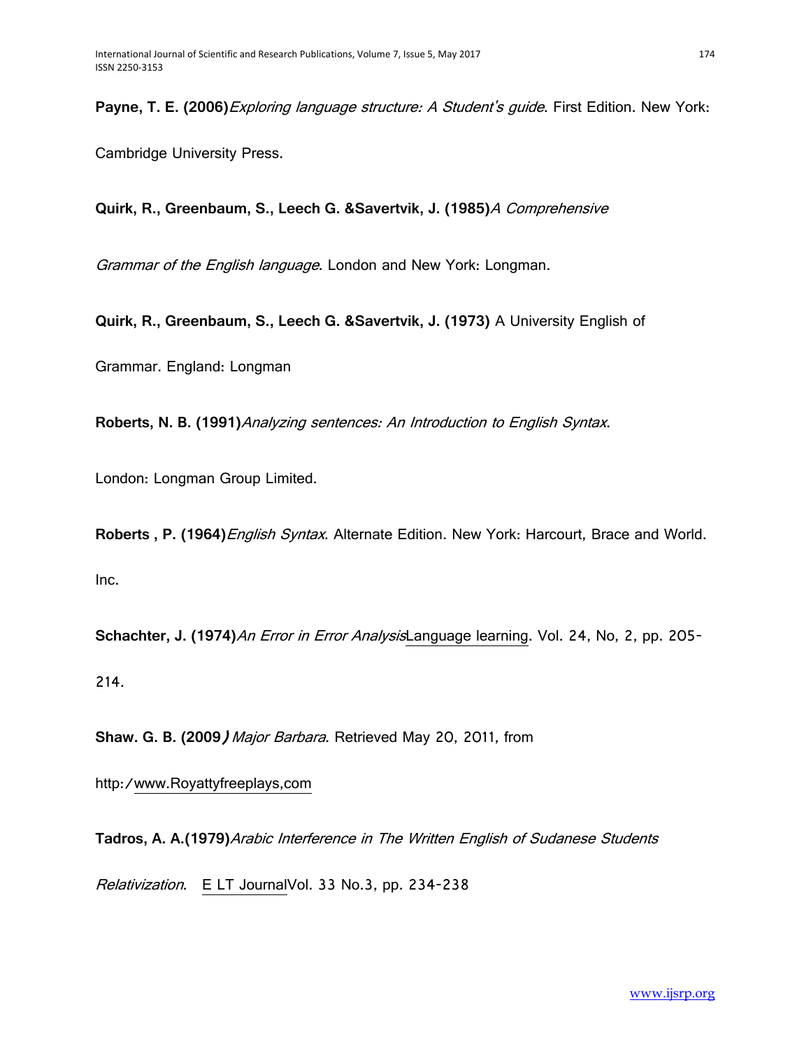**Payne, T. E. (2006)**_Exploring language structure: A Student's guide_. First Edition. New York: Cambridge University Press.

**Quirk, R., Greenbaum, S., Leech G. &Savertvik, J. (1985)**_A Comprehensive Grammar of the English language_. London and New York: Longman.

**Quirk, R., Greenbaum, S., Leech G. &Savertvik, J. (1973)** A University English of Grammar. England: Longman

**Roberts, N. B. (1991)**_Analyzing sentences: An Introduction to English Syntax_. London: Longman Group Limited.

**Roberts , P. (1964)**_English Syntax_. Alternate Edition. New York: Harcourt, Brace and World. Inc.

**Schachter, J. (1974)**_An Error in Error Analysis_Language learning. Vol. 24, No, 2, pp. 205-214.

**Shaw. G. B. (2009)** _Major Barbara_. Retrieved May 20, 2011, from http:/www.Royattyfreeplays,com

**Tadros, A. A.(1979)**_Arabic Interference in The Written English of Sudanese Students Relativization_. E LT JournalVol. 33 No.3, pp. 234-238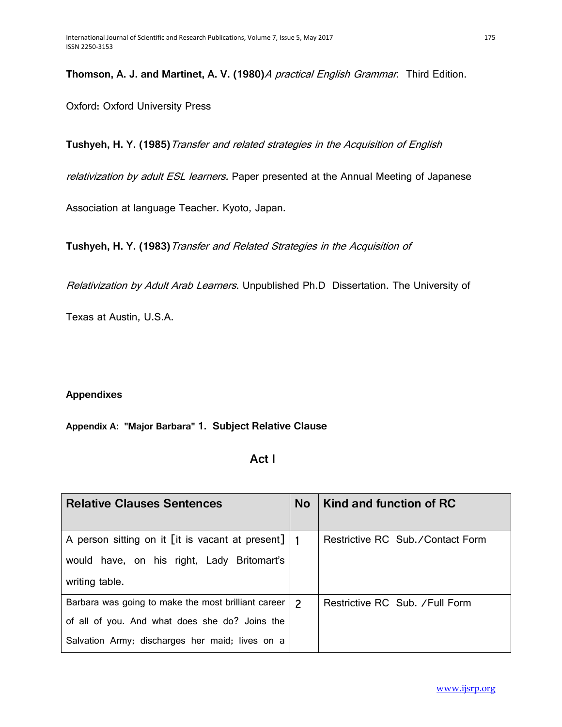**Thomson, A. J. and Martinet, A. V. (1980)** *A practical English Grammar*. Third Edition. Oxford: Oxford University Press

**Tushyeh, H. Y. (1985)** *Transfer and related strategies in the Acquisition of English relativization by adult ESL learners.* Paper presented at the Annual Meeting of Japanese Association at language Teacher. Kyoto, Japan.

**Tushyeh, H. Y. (1983)** *Transfer and Related Strategies in the Acquisition of Relativization by Adult Arab Learners*. Unpublished Ph.D Dissertation. The University of Texas at Austin, U.S.A.

## Appendixes

### Appendix A: "Major Barbara" 1. Subject Relative Clause

#### Act I

| Relative Clauses Sentences | No | Kind and function of RC |
|---|---|---|
| A person sitting on it [it is vacant at present] would have, on his right, Lady Britomart's writing table. | 1 | Restrictive RC Sub./Contact Form |
| Barbara was going to make the most brilliant career of all of you. And what does she do? Joins the Salvation Army; discharges her maid; lives on a | 2 | Restrictive RC Sub. /Full Form |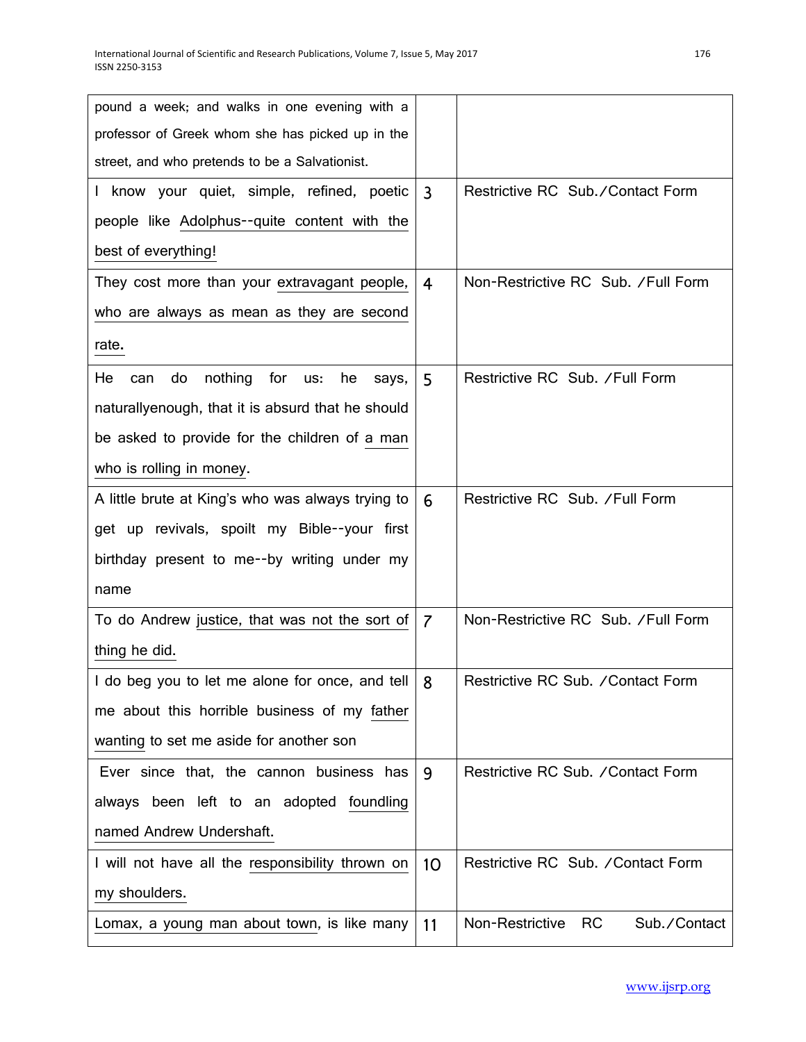| | | |
|---|---|---|
| pound a week; and walks in one evening with a professor of Greek whom she has picked up in the street, and who pretends to be a Salvationist. | | |
| I know your quiet, simple, refined, poetic people like Adolphus--quite content with the best of everything! | 3 | Restrictive RC Sub./Contact Form |
| They cost more than your extravagant people, who are always as mean as they are second rate. | 4 | Non-Restrictive RC Sub. /Full Form |
| He can do nothing for us: he says, naturallyenough, that it is absurd that he should be asked to provide for the children of a man who is rolling in money. | 5 | Restrictive RC Sub. /Full Form |
| A little brute at King's who was always trying to get up revivals, spoilt my Bible--your first birthday present to me--by writing under my name | 6 | Restrictive RC Sub. /Full Form |
| To do Andrew justice, that was not the sort of thing he did. | 7 | Non-Restrictive RC Sub. /Full Form |
| I do beg you to let me alone for once, and tell me about this horrible business of my father wanting to set me aside for another son | 8 | Restrictive RC Sub. /Contact Form |
| Ever since that, the cannon business has always been left to an adopted foundling named Andrew Undershaft. | 9 | Restrictive RC Sub. /Contact Form |
| I will not have all the responsibility thrown on my shoulders. | 10 | Restrictive RC Sub. /Contact Form |
| Lomax, a young man about town, is like many | 11 | Non-Restrictive RC Sub./Contact |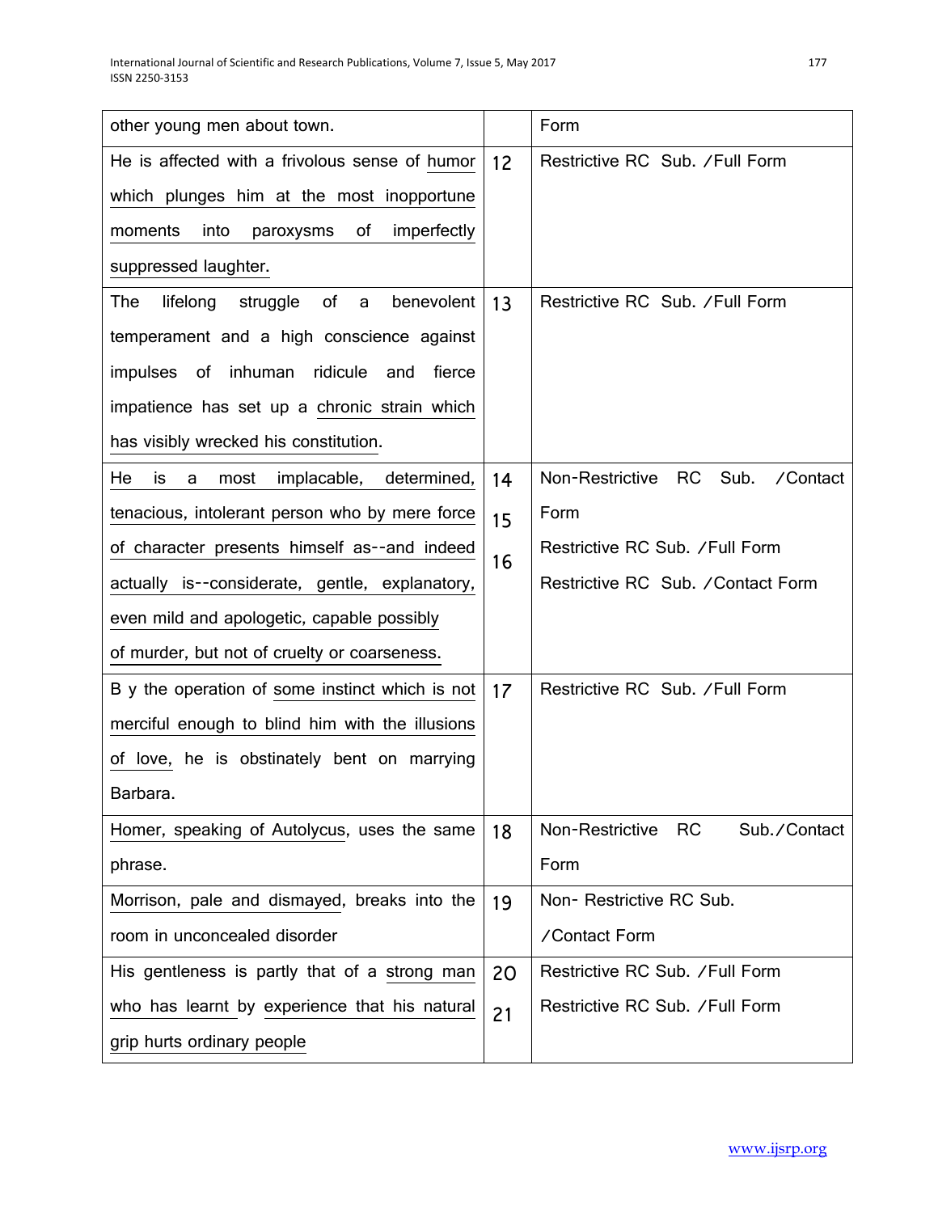| other young men about town. | | Form |
|---|---|---|
| He is affected with a frivolous sense of humor which plunges him at the most inopportune moments into paroxysms of imperfectly suppressed laughter. | 12 | Restrictive RC Sub. /Full Form |
| The lifelong struggle of a benevolent temperament and a high conscience against impulses of inhuman ridicule and fierce impatience has set up a chronic strain which has visibly wrecked his constitution. | 13 | Restrictive RC Sub. /Full Form |
| He is a most implacable, determined, tenacious, intolerant person who by mere force of character presents himself as--and indeed actually is--considerate, gentle, explanatory, even mild and apologetic, capable possibly of murder, but not of cruelty or coarseness. | 14<br>15<br>16 | Non-Restrictive RC Sub. /Contact Form<br>Restrictive RC Sub. /Full Form<br>Restrictive RC Sub. /Contact Form |
| B y the operation of some instinct which is not merciful enough to blind him with the illusions of love, he is obstinately bent on marrying Barbara. | 17 | Restrictive RC Sub. /Full Form |
| Homer, speaking of Autolycus, uses the same phrase. | 18 | Non-Restrictive RC Sub./Contact Form |
| Morrison, pale and dismayed, breaks into the room in unconcealed disorder | 19 | Non- Restrictive RC Sub. /Contact Form |
| His gentleness is partly that of a strong man who has learnt by experience that his natural grip hurts ordinary people | 20<br>21 | Restrictive RC Sub. /Full Form<br>Restrictive RC Sub. /Full Form |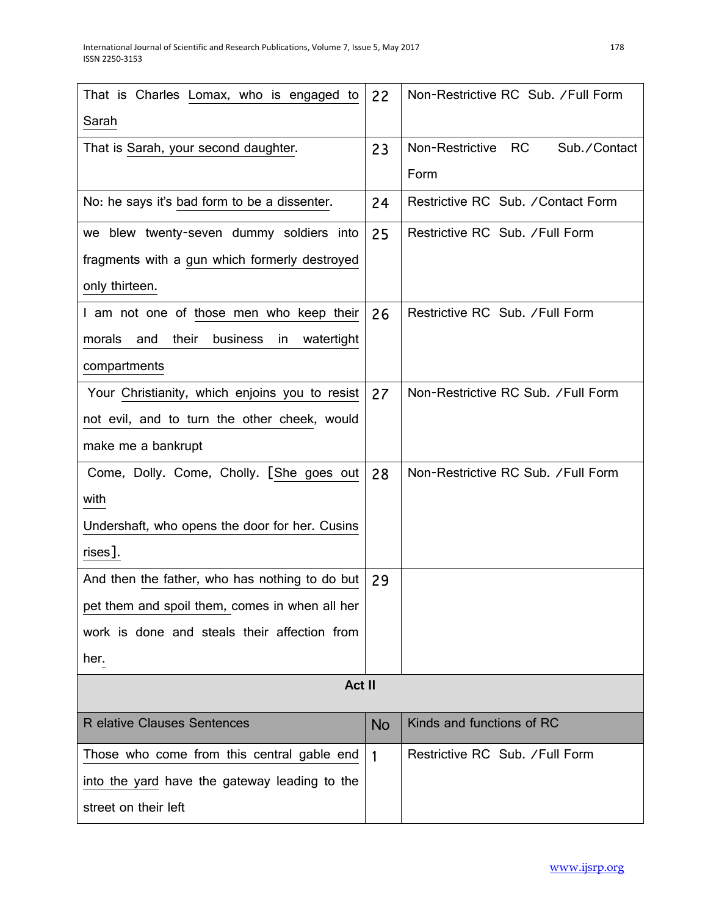| | | |
|---|---|---|
| That is Charles Lomax, who is engaged to Sarah | 22 | Non-Restrictive RC Sub. /Full Form |
| That is Sarah, your second daughter. | 23 | Non-Restrictive RC Sub./Contact Form |
| No: he says it's bad form to be a dissenter. | 24 | Restrictive RC Sub. /Contact Form |
| we blew twenty-seven dummy soldiers into fragments with a gun which formerly destroyed only thirteen. | 25 | Restrictive RC Sub. /Full Form |
| I am not one of those men who keep their morals and their business in watertight compartments | 26 | Restrictive RC Sub. /Full Form |
| Your Christianity, which enjoins you to resist not evil, and to turn the other cheek, would make me a bankrupt | 27 | Non-Restrictive RC Sub. /Full Form |
| Come, Dolly. Come, Cholly. [She goes out with Undershaft, who opens the door for her. Cusins rises]. | 28 | Non-Restrictive RC Sub. /Full Form |
| And then the father, who has nothing to do but pet them and spoil them, comes in when all her work is done and steals their affection from her. | 29 | |
| **Act II** | | |
| R elative Clauses Sentences | No | Kinds and functions of RC |
| Those who come from this central gable end into the yard have the gateway leading to the street on their left | 1 | Restrictive RC Sub. /Full Form |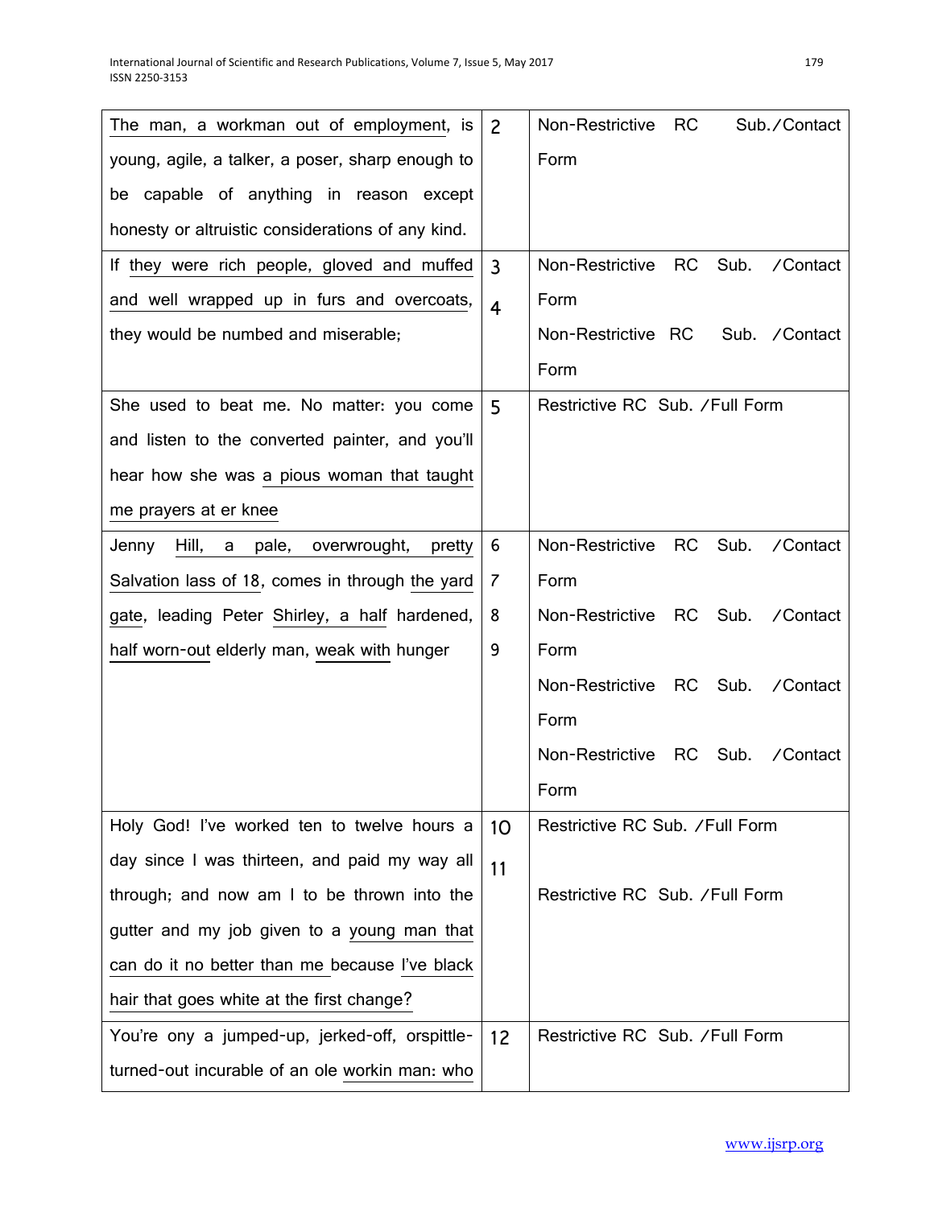| | | |
|---|---|---|
| The man, a workman out of employment, is young, agile, a talker, a poser, sharp enough to be capable of anything in reason except honesty or altruistic considerations of any kind. | 2 | Non-Restrictive RC Sub./Contact Form |
| If they were rich people, gloved and muffed and well wrapped up in furs and overcoats, they would be numbed and miserable; | 3<br>4 | Non-Restrictive RC Sub. /Contact Form<br>Non-Restrictive RC Sub. /Contact Form |
| She used to beat me. No matter: you come and listen to the converted painter, and you'll hear how she was a pious woman that taught me prayers at er knee | 5 | Restrictive RC Sub. /Full Form |
| Jenny Hill, a pale, overwrought, pretty Salvation lass of 18, comes in through the yard gate, leading Peter Shirley, a half hardened, half worn-out elderly man, weak with hunger | 6<br>7<br>8<br>9 | Non-Restrictive RC Sub. /Contact Form<br>Non-Restrictive RC Sub. /Contact Form<br>Non-Restrictive RC Sub. /Contact Form<br>Non-Restrictive RC Sub. /Contact Form |
| Holy God! I've worked ten to twelve hours a day since I was thirteen, and paid my way all through; and now am I to be thrown into the gutter and my job given to a young man that can do it no better than me because I've black hair that goes white at the first change? | 10<br>11 | Restrictive RC Sub. /Full Form<br>Restrictive RC Sub. /Full Form |
| You're ony a jumped-up, jerked-off, orspittle-turned-out incurable of an ole workin man: who | 12 | Restrictive RC Sub. /Full Form |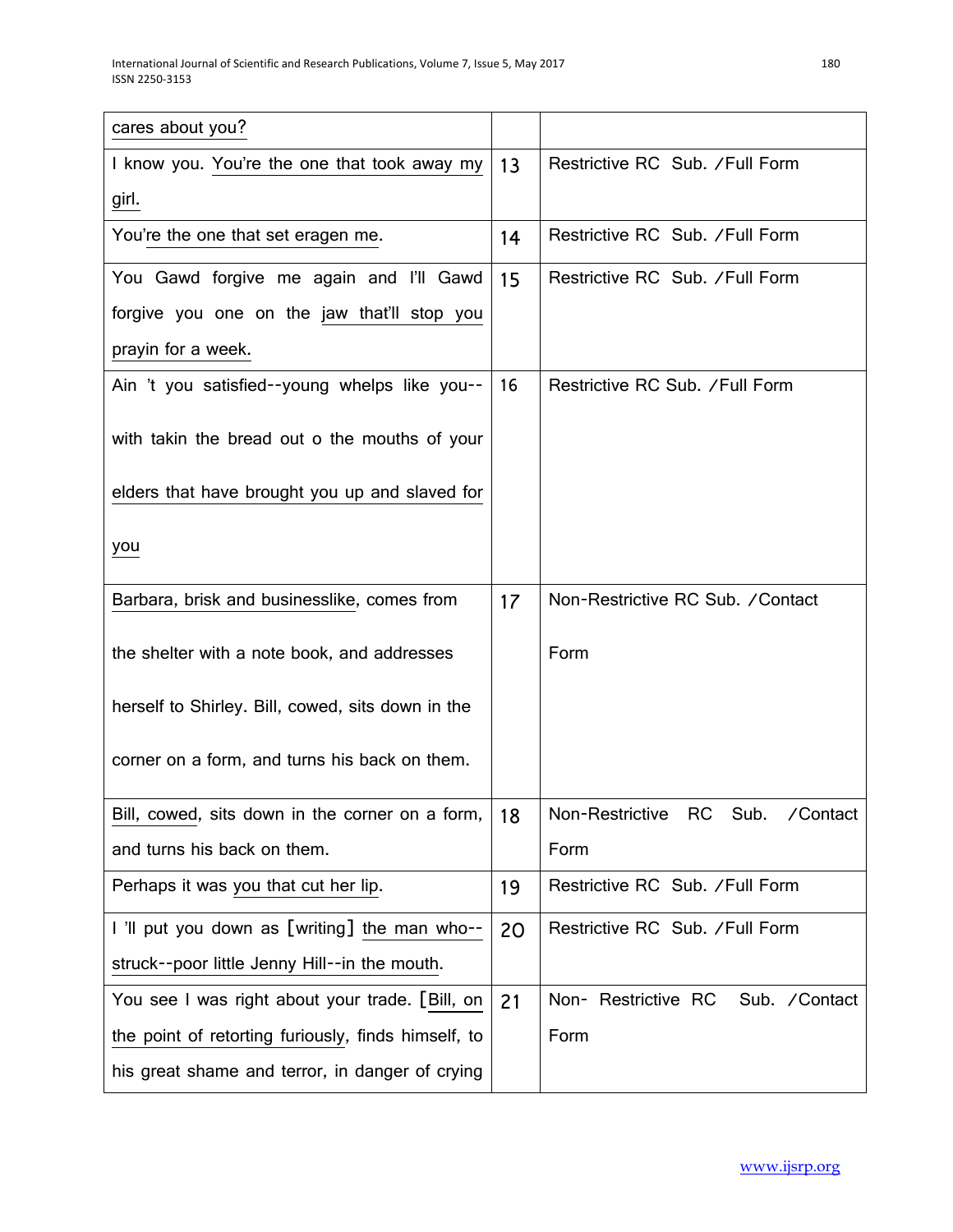| | | |
|---|---|---|
| cares about you? | | |
| I know you. You're the one that took away my girl. | 13 | Restrictive RC Sub. /Full Form |
| You're the one that set eragen me. | 14 | Restrictive RC Sub. /Full Form |
| You Gawd forgive me again and I'll Gawd forgive you one on the jaw that'll stop you prayin for a week. | 15 | Restrictive RC Sub. /Full Form |
| Ain 't you satisfied--young whelps like you--with takin the bread out o the mouths of your elders that have brought you up and slaved for you | 16 | Restrictive RC Sub. /Full Form |
| Barbara, brisk and businesslike, comes from the shelter with a note book, and addresses herself to Shirley. Bill, cowed, sits down in the corner on a form, and turns his back on them. | 17 | Non-Restrictive RC Sub. /Contact Form |
| Bill, cowed, sits down in the corner on a form, and turns his back on them. | 18 | Non-Restrictive RC Sub. /Contact Form |
| Perhaps it was you that cut her lip. | 19 | Restrictive RC Sub. /Full Form |
| I 'll put you down as [writing] the man who--struck--poor little Jenny Hill--in the mouth. | 20 | Restrictive RC Sub. /Full Form |
| You see I was right about your trade. [Bill, on the point of retorting furiously, finds himself, to his great shame and terror, in danger of crying | 21 | Non- Restrictive RC Sub. /Contact Form |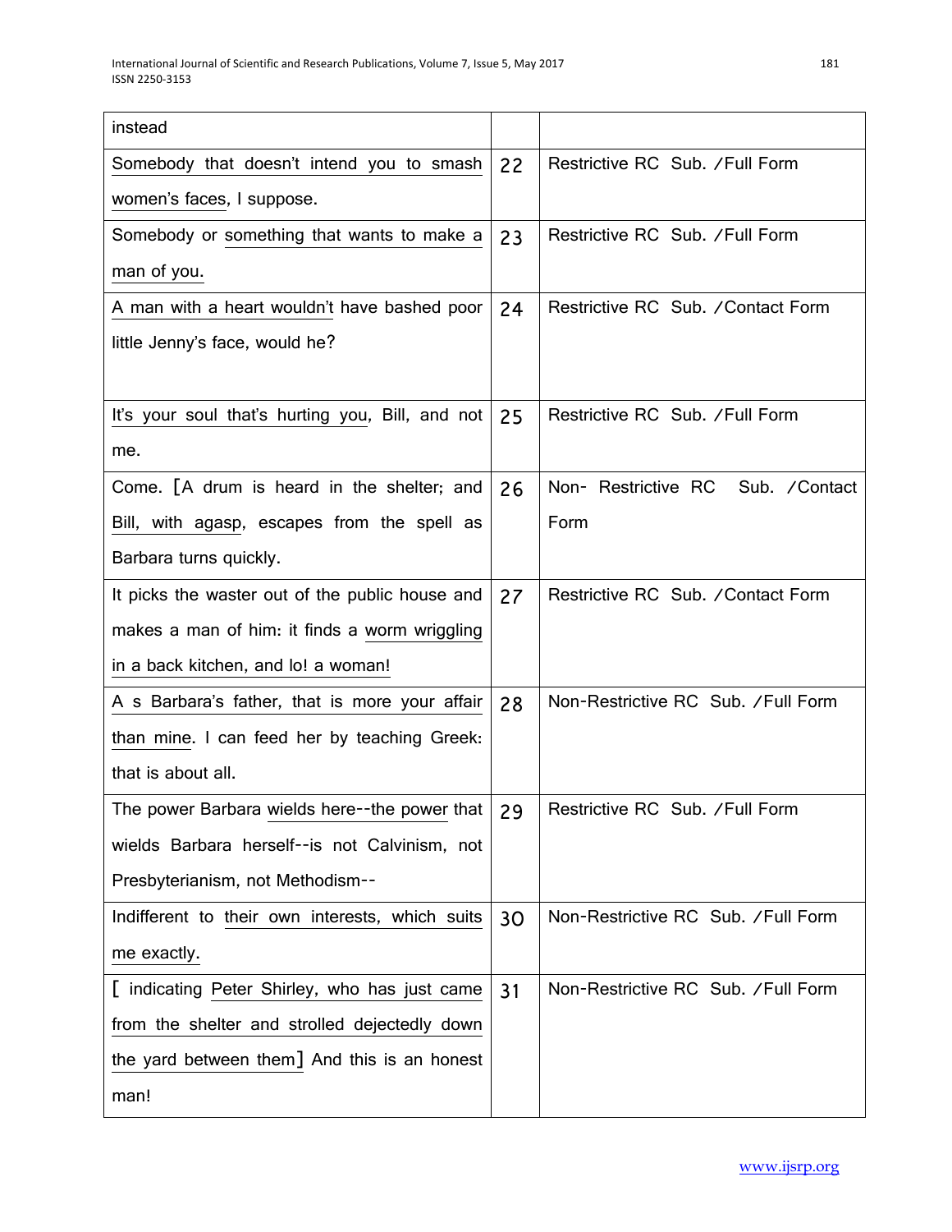| | | |
|---|---|---|
| instead | | |
| Somebody that doesn't intend you to smash women's faces, I suppose. | 22 | Restrictive RC Sub. /Full Form |
| Somebody or something that wants to make a man of you. | 23 | Restrictive RC Sub. /Full Form |
| A man with a heart wouldn't have bashed poor little Jenny's face, would he? | 24 | Restrictive RC Sub. /Contact Form |
| It's your soul that's hurting you, Bill, and not me. | 25 | Restrictive RC Sub. /Full Form |
| Come. [A drum is heard in the shelter; and Bill, with agasp, escapes from the spell as Barbara turns quickly. | 26 | Non- Restrictive RC Sub. /Contact Form |
| It picks the waster out of the public house and makes a man of him: it finds a worm wriggling in a back kitchen, and lo! a woman! | 27 | Restrictive RC Sub. /Contact Form |
| A s Barbara's father, that is more your affair than mine. I can feed her by teaching Greek: that is about all. | 28 | Non-Restrictive RC Sub. /Full Form |
| The power Barbara wields here--the power that wields Barbara herself--is not Calvinism, not Presbyterianism, not Methodism-- | 29 | Restrictive RC Sub. /Full Form |
| Indifferent to their own interests, which suits me exactly. | 30 | Non-Restrictive RC Sub. /Full Form |
| [ indicating Peter Shirley, who has just came from the shelter and strolled dejectedly down the yard between them] And this is an honest man! | 31 | Non-Restrictive RC Sub. /Full Form |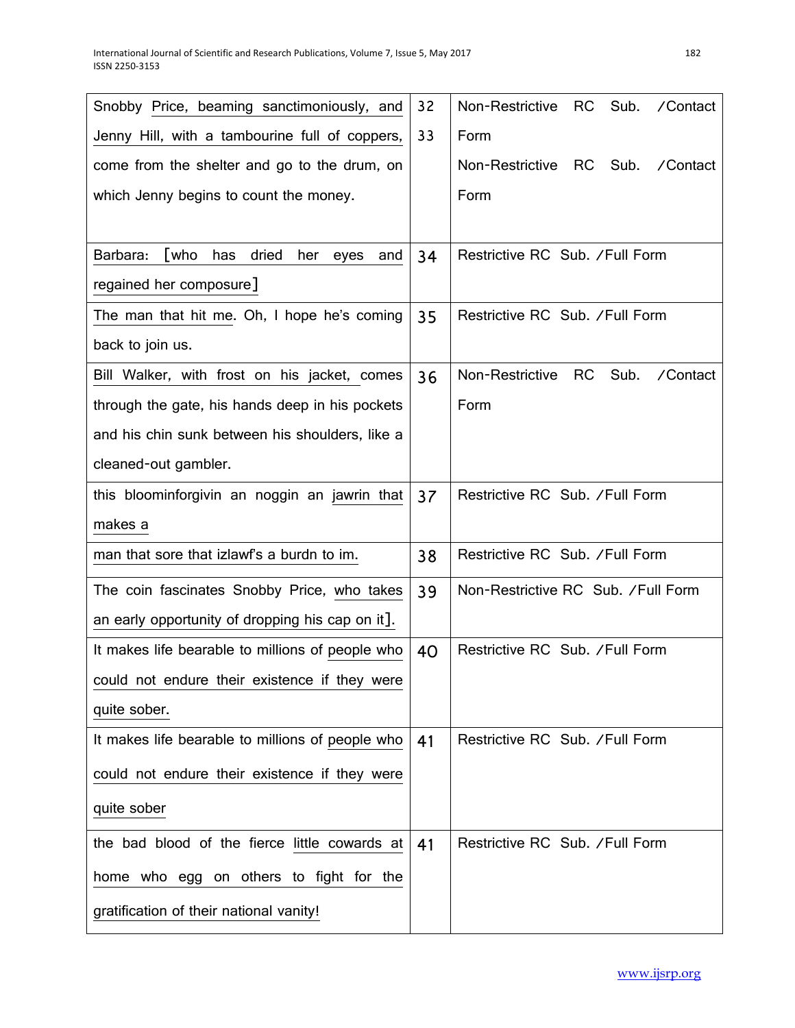| | | |
|---|---|---|
| Snobby Price, beaming sanctimoniously, and Jenny Hill, with a tambourine full of coppers, come from the shelter and go to the drum, on which Jenny begins to count the money. | 32<br>33 | Non-Restrictive RC Sub. /Contact Form<br>Non-Restrictive RC Sub. /Contact Form |
| Barbara: [who has dried her eyes and regained her composure] | 34 | Restrictive RC Sub. /Full Form |
| The man that hit me. Oh, I hope he's coming back to join us. | 35 | Restrictive RC Sub. /Full Form |
| Bill Walker, with frost on his jacket, comes through the gate, his hands deep in his pockets and his chin sunk between his shoulders, like a cleaned-out gambler. | 36 | Non-Restrictive RC Sub. /Contact Form |
| this bloominforgivin an noggin an jawrin that makes a | 37 | Restrictive RC Sub. /Full Form |
| man that sore that izlawf's a burdn to im. | 38 | Restrictive RC Sub. /Full Form |
| The coin fascinates Snobby Price, who takes an early opportunity of dropping his cap on it]. | 39 | Non-Restrictive RC Sub. /Full Form |
| It makes life bearable to millions of people who could not endure their existence if they were quite sober. | 40 | Restrictive RC Sub. /Full Form |
| It makes life bearable to millions of people who could not endure their existence if they were quite sober | 41 | Restrictive RC Sub. /Full Form |
| the bad blood of the fierce little cowards at home who egg on others to fight for the gratification of their national vanity! | 41 | Restrictive RC Sub. /Full Form |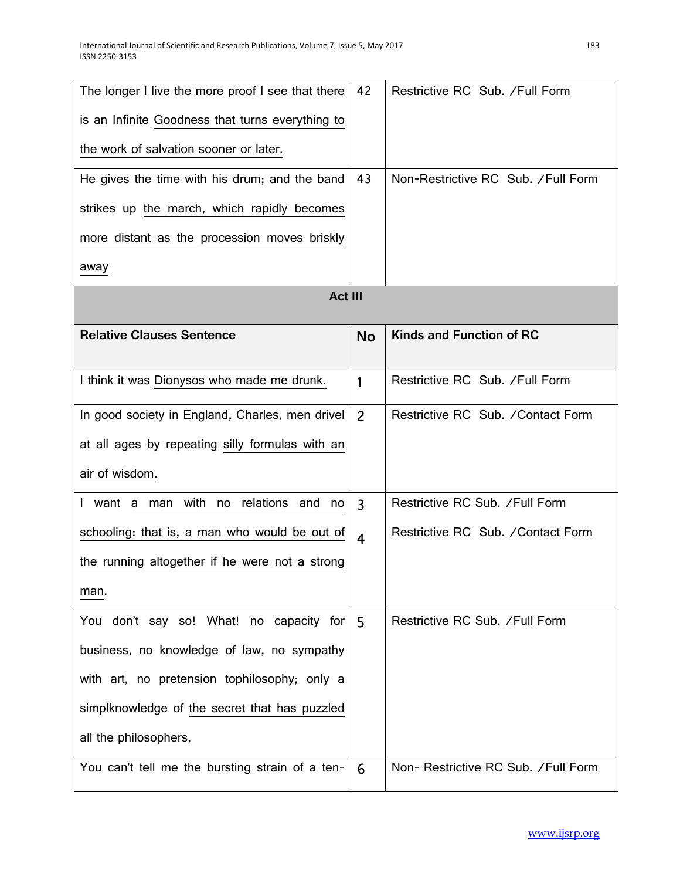| | | |
|---|---|---|
| The longer I live the more proof I see that there is an Infinite Goodness that turns everything to the work of salvation sooner or later. | 42 | Restrictive RC Sub. /Full Form |
| He gives the time with his drum; and the band strikes up the march, which rapidly becomes more distant as the procession moves briskly away | 43 | Non-Restrictive RC Sub. /Full Form |
| **Act III** | | |
| **Relative Clauses Sentence** | **No** | **Kinds and Function of RC** |
| I think it was Dionysos who made me drunk. | 1 | Restrictive RC Sub. /Full Form |
| In good society in England, Charles, men drivel at all ages by repeating silly formulas with an air of wisdom. | 2 | Restrictive RC Sub. /Contact Form |
| I want a man with no relations and no schooling: that is, a man who would be out of the running altogether if he were not a strong man. | 3<br>4 | Restrictive RC Sub. /Full Form<br>Restrictive RC Sub. /Contact Form |
| You don't say so! What! no capacity for business, no knowledge of law, no sympathy with art, no pretension tophilosophy; only a simplknowledge of the secret that has puzzled all the philosophers, | 5 | Restrictive RC Sub. /Full Form |
| You can't tell me the bursting strain of a ten- | 6 | Non- Restrictive RC Sub. /Full Form |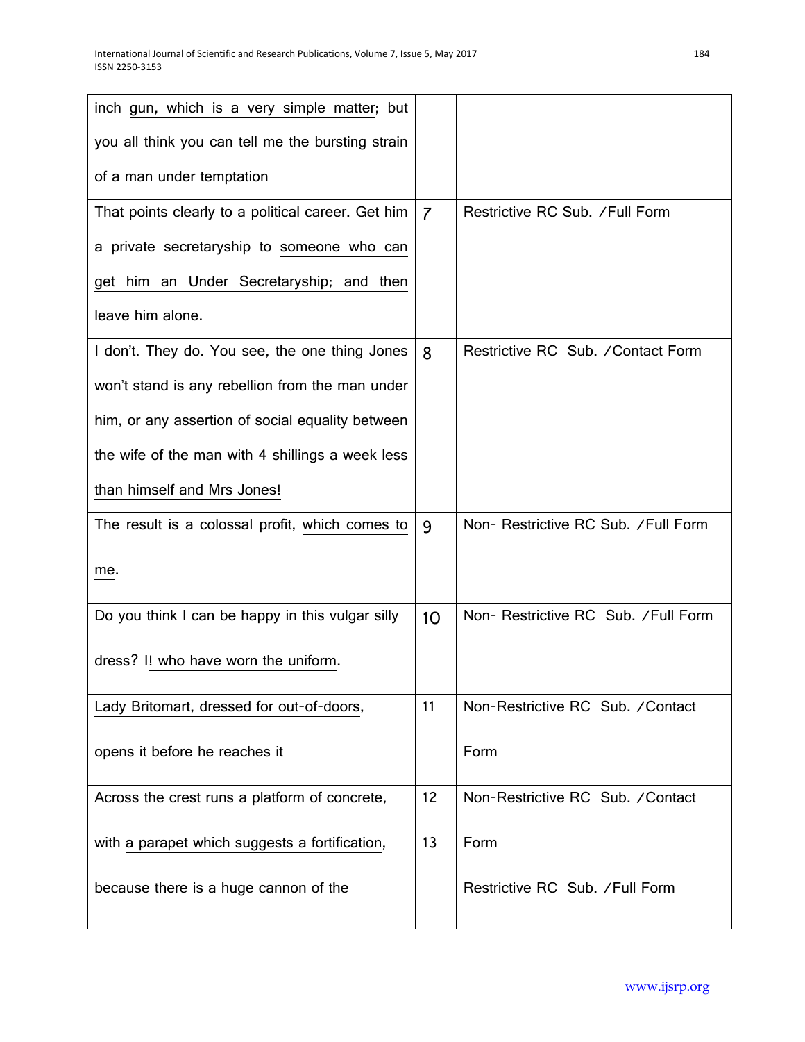| | | |
|---|---|---|
| inch gun, which is a very simple matter; but you all think you can tell me the bursting strain of a man under temptation | | |
| That points clearly to a political career. Get him a private secretaryship to someone who can get him an Under Secretaryship; and then leave him alone. | 7 | Restrictive RC Sub. /Full Form |
| I don't. They do. You see, the one thing Jones won't stand is any rebellion from the man under him, or any assertion of social equality between the wife of the man with 4 shillings a week less than himself and Mrs Jones! | 8 | Restrictive RC Sub. /Contact Form |
| The result is a colossal profit, which comes to me. | 9 | Non- Restrictive RC Sub. /Full Form |
| Do you think I can be happy in this vulgar silly dress? I! who have worn the uniform. | 10 | Non- Restrictive RC Sub. /Full Form |
| Lady Britomart, dressed for out-of-doors, opens it before he reaches it | 11 | Non-Restrictive RC Sub. /Contact Form |
| Across the crest runs a platform of concrete, with a parapet which suggests a fortification, because there is a huge cannon of the | 12<br>13 | Non-Restrictive RC Sub. /Contact Form<br>Restrictive RC Sub. /Full Form |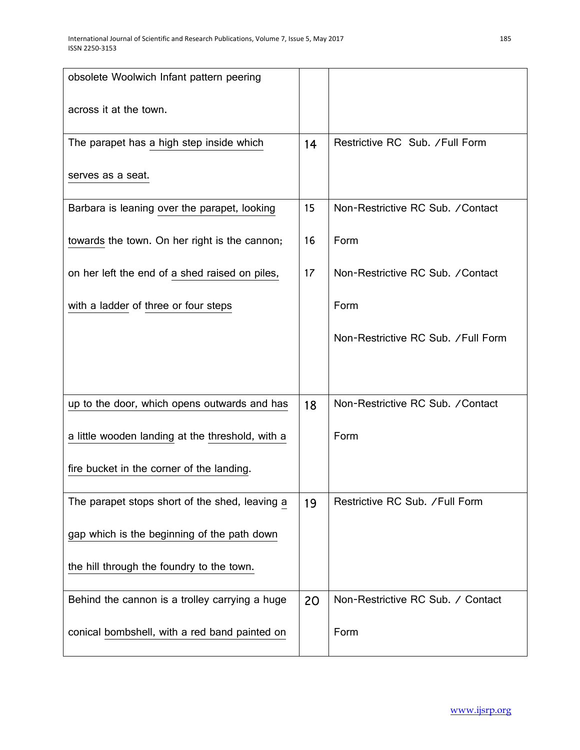| | | |
|---|---|---|
| obsolete Woolwich Infant pattern peering across it at the town. | | |
| The parapet has a high step inside which serves as a seat. | 14 | Restrictive RC Sub. /Full Form |
| Barbara is leaning over the parapet, looking towards the town. On her right is the cannon; on her left the end of a shed raised on piles, with a ladder of three or four steps | 15<br>16<br>17 | Non-Restrictive RC Sub. /Contact Form<br>Non-Restrictive RC Sub. /Contact Form<br>Non-Restrictive RC Sub. /Full Form |
| up to the door, which opens outwards and has a little wooden landing at the threshold, with a fire bucket in the corner of the landing. | 18 | Non-Restrictive RC Sub. /Contact Form |
| The parapet stops short of the shed, leaving a gap which is the beginning of the path down the hill through the foundry to the town. | 19 | Restrictive RC Sub. /Full Form |
| Behind the cannon is a trolley carrying a huge conical bombshell, with a red band painted on | 20 | Non-Restrictive RC Sub. / Contact Form |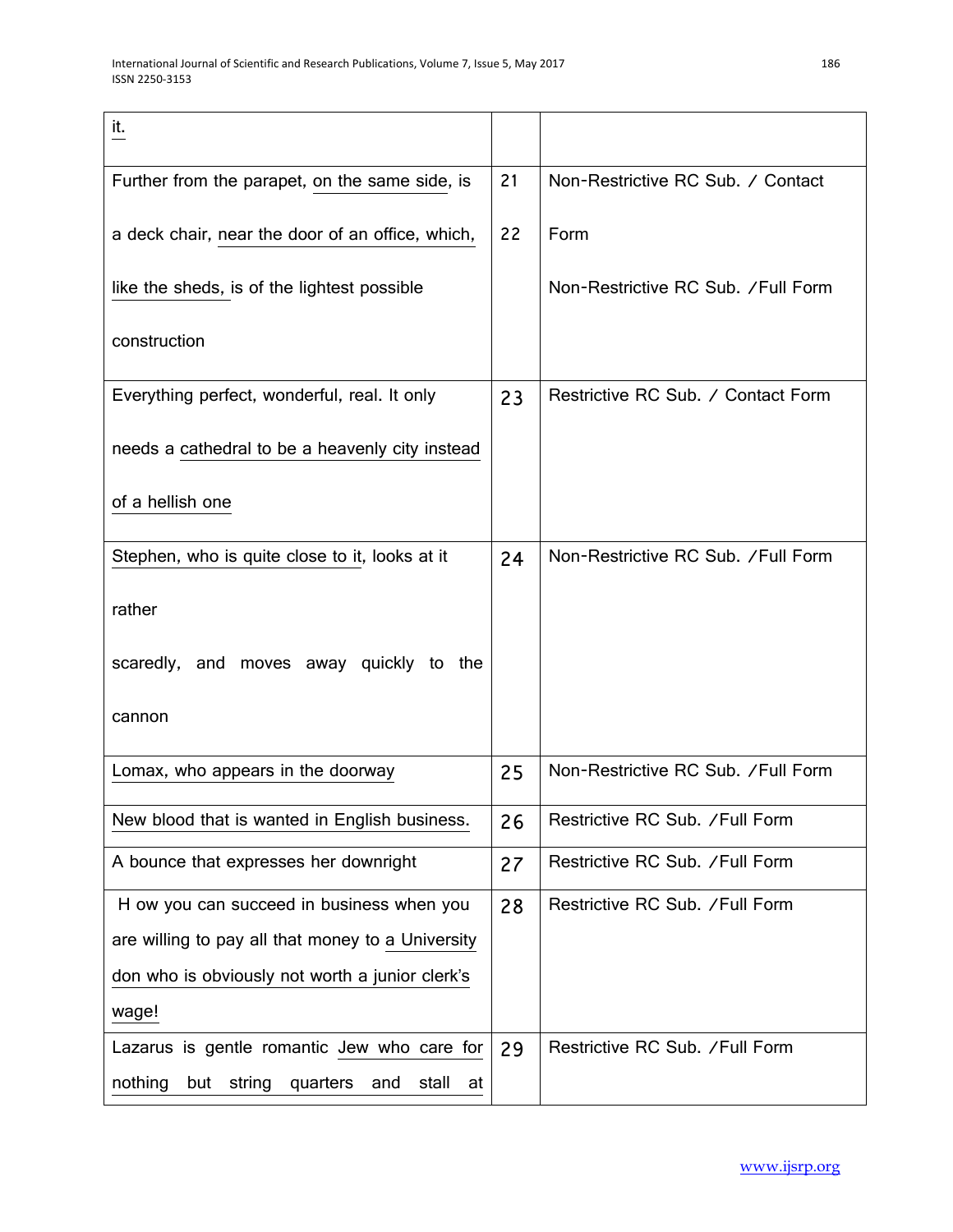| | | |
|---|---|---|
| it. | | |
| Further from the parapet, on the same side, is a deck chair, near the door of an office, which, like the sheds, is of the lightest possible construction | 21<br>22 | Non-Restrictive RC Sub. / Contact Form<br>Non-Restrictive RC Sub. /Full Form |
| Everything perfect, wonderful, real. It only needs a cathedral to be a heavenly city instead of a hellish one | 23 | Restrictive RC Sub. / Contact Form |
| Stephen, who is quite close to it, looks at it rather scaredly, and moves away quickly to the cannon | 24 | Non-Restrictive RC Sub. /Full Form |
| Lomax, who appears in the doorway | 25 | Non-Restrictive RC Sub. /Full Form |
| New blood that is wanted in English business. | 26 | Restrictive RC Sub. /Full Form |
| A bounce that expresses her downright | 27 | Restrictive RC Sub. /Full Form |
| H ow you can succeed in business when you are willing to pay all that money to a University don who is obviously not worth a junior clerk's wage! | 28 | Restrictive RC Sub. /Full Form |
| Lazarus is gentle romantic Jew who care for nothing but string quarters and stall at | 29 | Restrictive RC Sub. /Full Form |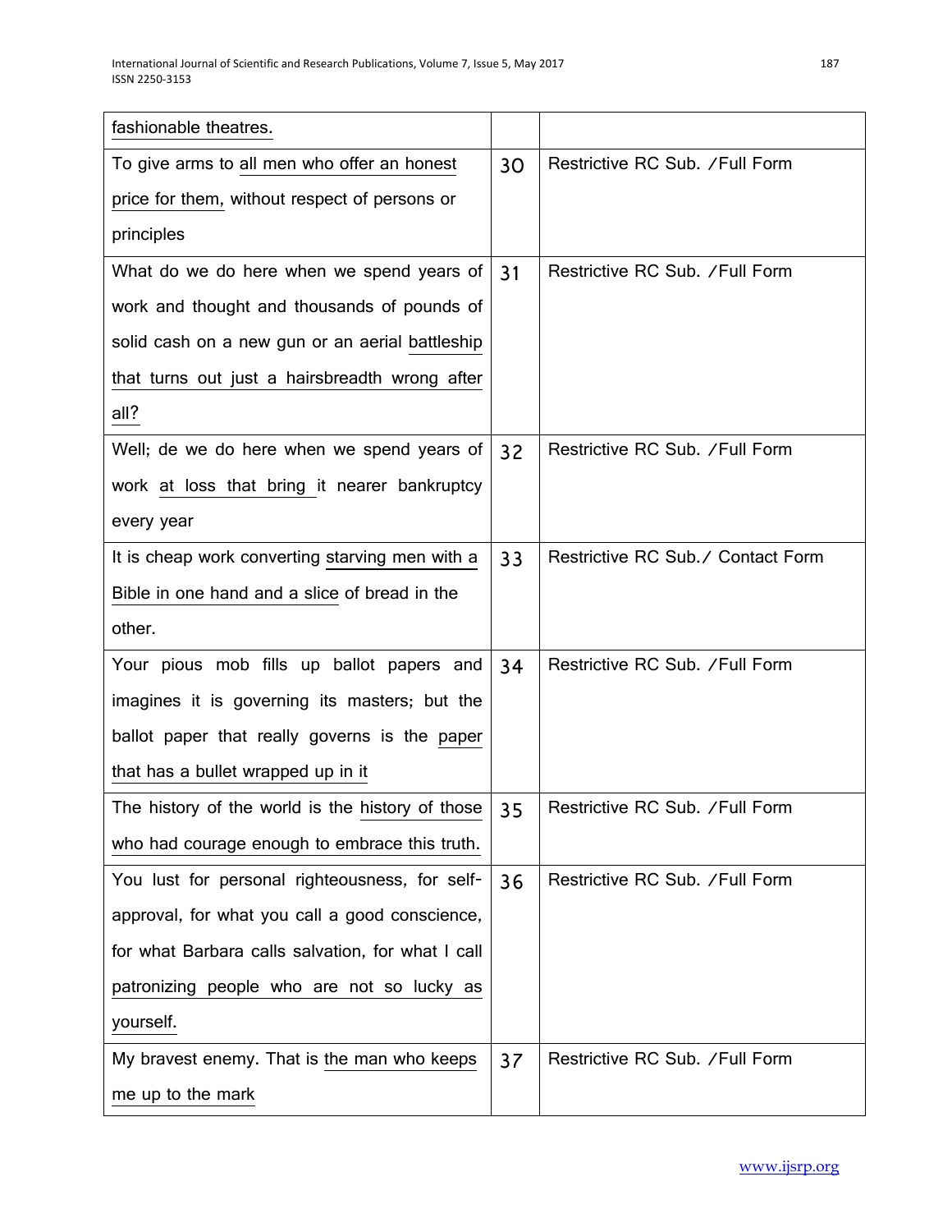| | | |
|---|---|---|
| fashionable theatres. | | |
| To give arms to all men who offer an honest price for them, without respect of persons or principles | 30 | Restrictive RC Sub. /Full Form |
| What do we do here when we spend years of work and thought and thousands of pounds of solid cash on a new gun or an aerial battleship that turns out just a hairsbreadth wrong after all? | 31 | Restrictive RC Sub. /Full Form |
| Well; de we do here when we spend years of work at loss that bring it nearer bankruptcy every year | 32 | Restrictive RC Sub. /Full Form |
| It is cheap work converting starving men with a Bible in one hand and a slice of bread in the other. | 33 | Restrictive RC Sub./ Contact Form |
| Your pious mob fills up ballot papers and imagines it is governing its masters; but the ballot paper that really governs is the paper that has a bullet wrapped up in it | 34 | Restrictive RC Sub. /Full Form |
| The history of the world is the history of those who had courage enough to embrace this truth. | 35 | Restrictive RC Sub. /Full Form |
| You lust for personal righteousness, for self-approval, for what you call a good conscience, for what Barbara calls salvation, for what I call patronizing people who are not so lucky as yourself. | 36 | Restrictive RC Sub. /Full Form |
| My bravest enemy. That is the man who keeps me up to the mark | 37 | Restrictive RC Sub. /Full Form |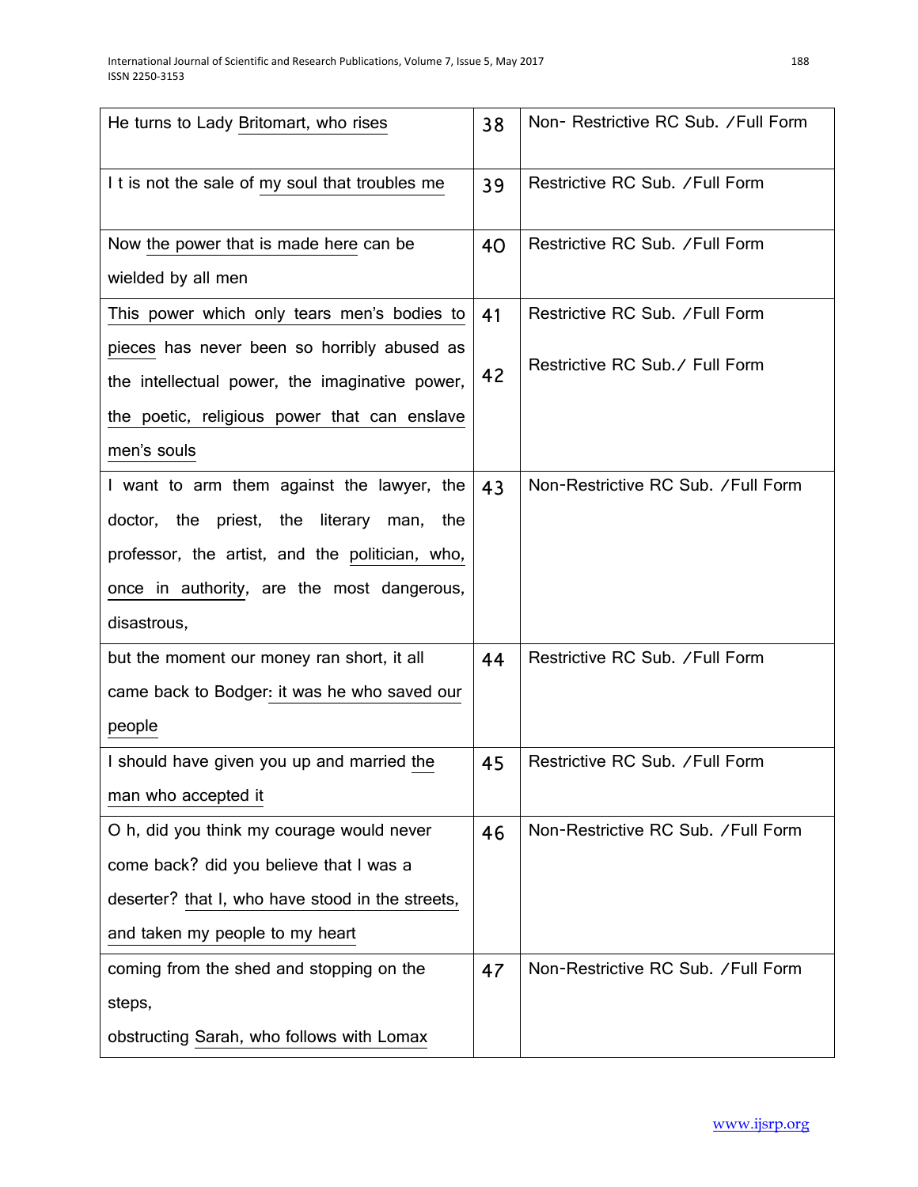| | | |
|---|---|---|
| He turns to Lady Britomart, who rises | 38 | Non- Restrictive RC Sub. /Full Form |
| I t is not the sale of my soul that troubles me | 39 | Restrictive RC Sub. /Full Form |
| Now the power that is made here can be wielded by all men | 40 | Restrictive RC Sub. /Full Form |
| This power which only tears men's bodies to pieces has never been so horribly abused as the intellectual power, the imaginative power, the poetic, religious power that can enslave men's souls | 41<br><br>42 | Restrictive RC Sub. /Full Form<br><br>Restrictive RC Sub./ Full Form |
| I want to arm them against the lawyer, the doctor, the priest, the literary man, the professor, the artist, and the politician, who, once in authority, are the most dangerous, disastrous, | 43 | Non-Restrictive RC Sub. /Full Form |
| but the moment our money ran short, it all came back to Bodger: it was he who saved our people | 44 | Restrictive RC Sub. /Full Form |
| I should have given you up and married the man who accepted it | 45 | Restrictive RC Sub. /Full Form |
| O h, did you think my courage would never come back? did you believe that I was a deserter? that I, who have stood in the streets, and taken my people to my heart | 46 | Non-Restrictive RC Sub. /Full Form |
| coming from the shed and stopping on the steps,<br>obstructing Sarah, who follows with Lomax | 47 | Non-Restrictive RC Sub. /Full Form |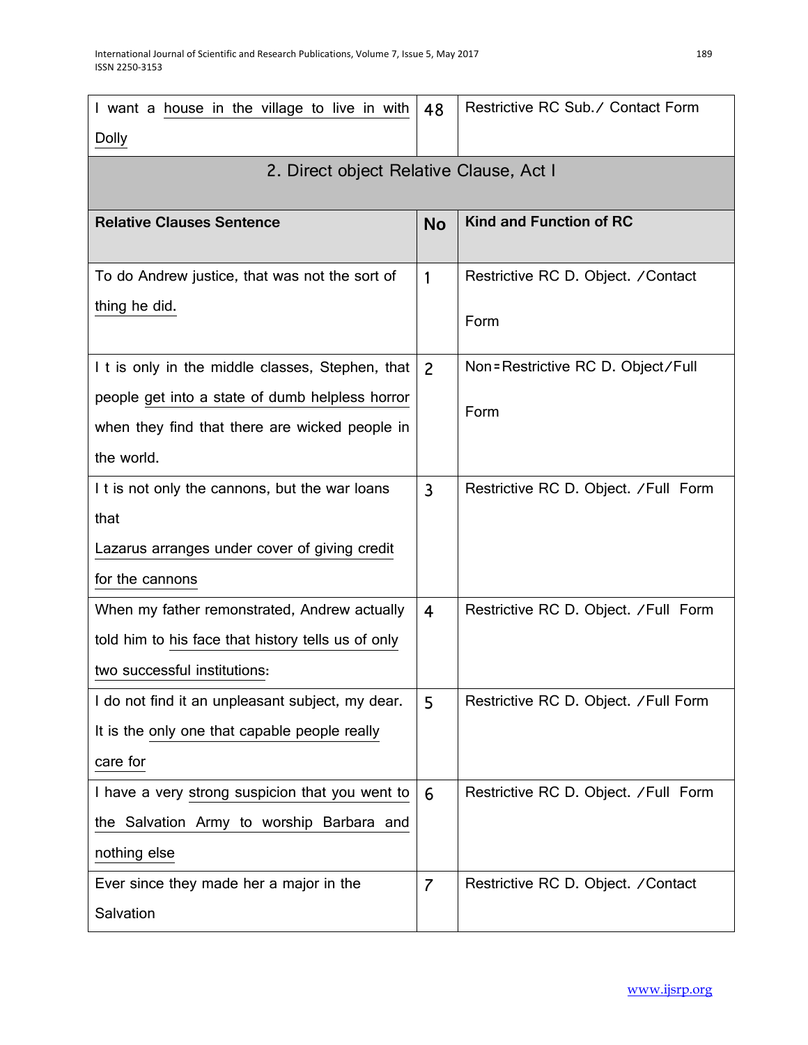| I want a house in the village to live in with Dolly | 48 | Restrictive RC Sub./ Contact Form |
|---|---|---|

**2. Direct object Relative Clause, Act I**

| Relative Clauses Sentence | No | Kind and Function of RC |
|---|---|---|
| To do Andrew justice, that was not the sort of thing he did. | 1 | Restrictive RC D. Object. /Contact Form |
| I t is only in the middle classes, Stephen, that people get into a state of dumb helpless horror when they find that there are wicked people in the world. | 2 | Non=Restrictive RC D. Object/Full Form |
| I t is not only the cannons, but the war loans that Lazarus arranges under cover of giving credit for the cannons | 3 | Restrictive RC D. Object. /Full Form |
| When my father remonstrated, Andrew actually told him to his face that history tells us of only two successful institutions: | 4 | Restrictive RC D. Object. /Full Form |
| I do not find it an unpleasant subject, my dear. It is the only one that capable people really care for | 5 | Restrictive RC D. Object. /Full Form |
| I have a very strong suspicion that you went to the Salvation Army to worship Barbara and nothing else | 6 | Restrictive RC D. Object. /Full Form |
| Ever since they made her a major in the Salvation | 7 | Restrictive RC D. Object. /Contact |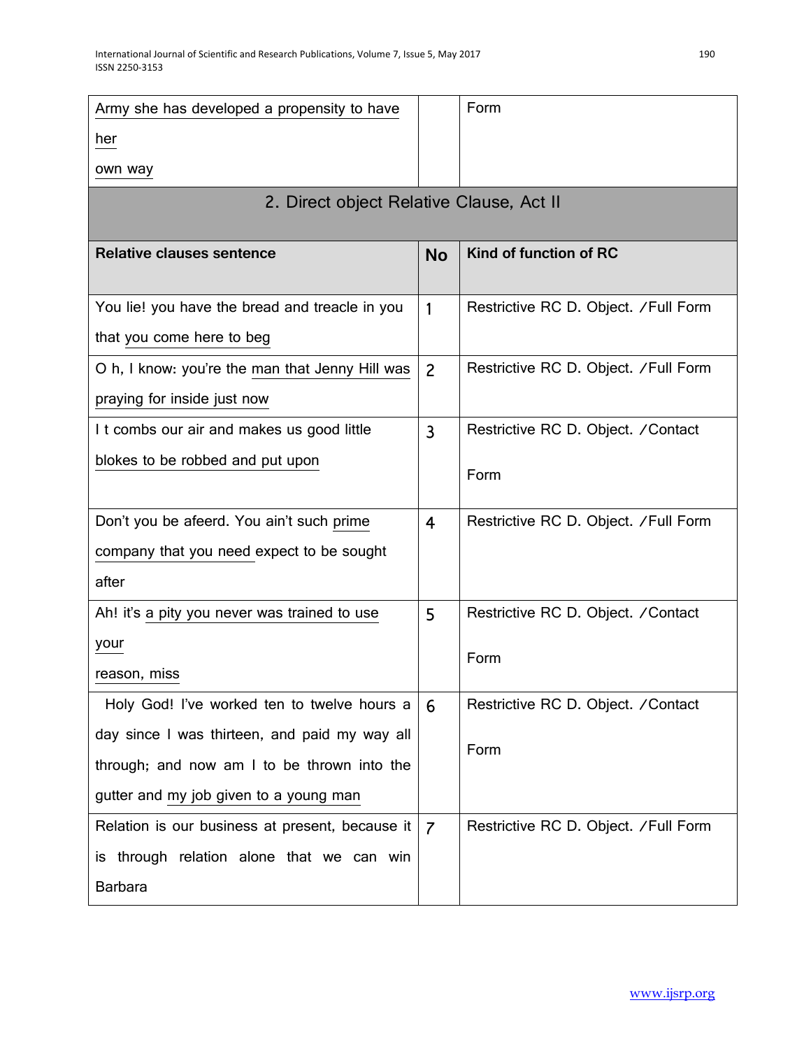| Army she has developed a propensity to have her own way | | Form |
|---|---|---|

| 2. Direct object Relative Clause, Act II | | |
|---|---|---|
| **Relative clauses sentence** | **No** | **Kind of function of RC** |
| You lie! you have the bread and treacle in you that you come here to beg | 1 | Restrictive RC D. Object. /Full Form |
| O h, I know: you're the man that Jenny Hill was praying for inside just now | 2 | Restrictive RC D. Object. /Full Form |
| I t combs our air and makes us good little blokes to be robbed and put upon | 3 | Restrictive RC D. Object. /Contact Form |
| Don't you be afeerd. You ain't such prime company that you need expect to be sought after | 4 | Restrictive RC D. Object. /Full Form |
| Ah! it's a pity you never was trained to use your reason, miss | 5 | Restrictive RC D. Object. /Contact Form |
| Holy God! I've worked ten to twelve hours a day since I was thirteen, and paid my way all through; and now am I to be thrown into the gutter and my job given to a young man | 6 | Restrictive RC D. Object. /Contact Form |
| Relation is our business at present, because it is through relation alone that we can win Barbara | 7 | Restrictive RC D. Object. /Full Form |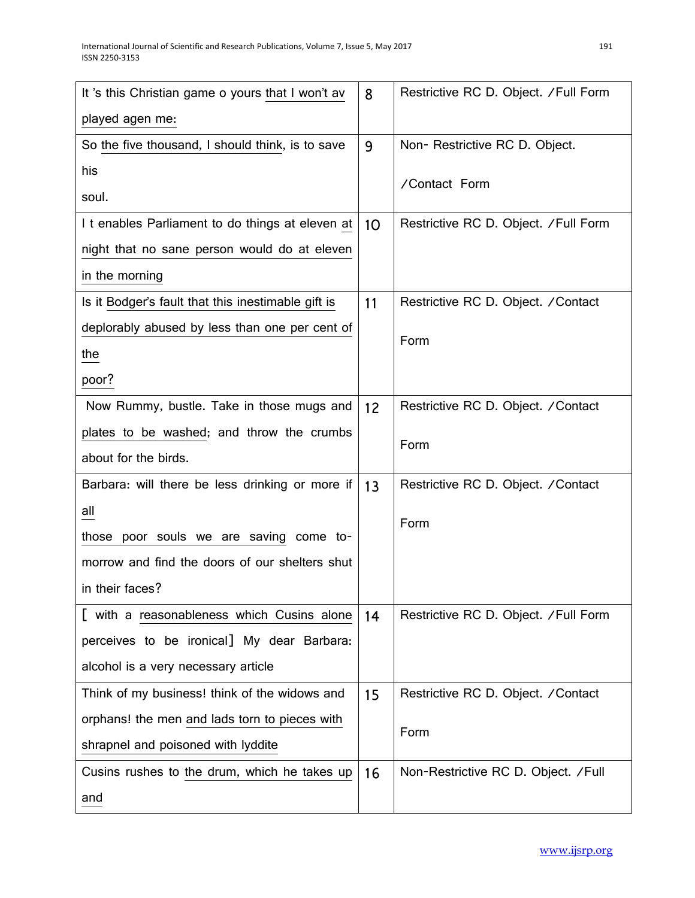| It 's this Christian game o yours that I won't av played agen me: | 8 | Restrictive RC D. Object. /Full Form |
|---|---|---|
| So the five thousand, I should think, is to save his soul. | 9 | Non- Restrictive RC D. Object. /Contact Form |
| I t enables Parliament to do things at eleven at night that no sane person would do at eleven in the morning | 10 | Restrictive RC D. Object. /Full Form |
| Is it Bodger's fault that this inestimable gift is deplorably abused by less than one per cent of the poor? | 11 | Restrictive RC D. Object. /Contact Form |
| Now Rummy, bustle. Take in those mugs and plates to be washed; and throw the crumbs about for the birds. | 12 | Restrictive RC D. Object. /Contact Form |
| Barbara: will there be less drinking or more if all those poor souls we are saving come to-morrow and find the doors of our shelters shut in their faces? | 13 | Restrictive RC D. Object. /Contact Form |
| [ with a reasonableness which Cusins alone perceives to be ironical] My dear Barbara: alcohol is a very necessary article | 14 | Restrictive RC D. Object. /Full Form |
| Think of my business! think of the widows and orphans! the men and lads torn to pieces with shrapnel and poisoned with lyddite | 15 | Restrictive RC D. Object. /Contact Form |
| Cusins rushes to the drum, which he takes up and | 16 | Non-Restrictive RC D. Object. /Full |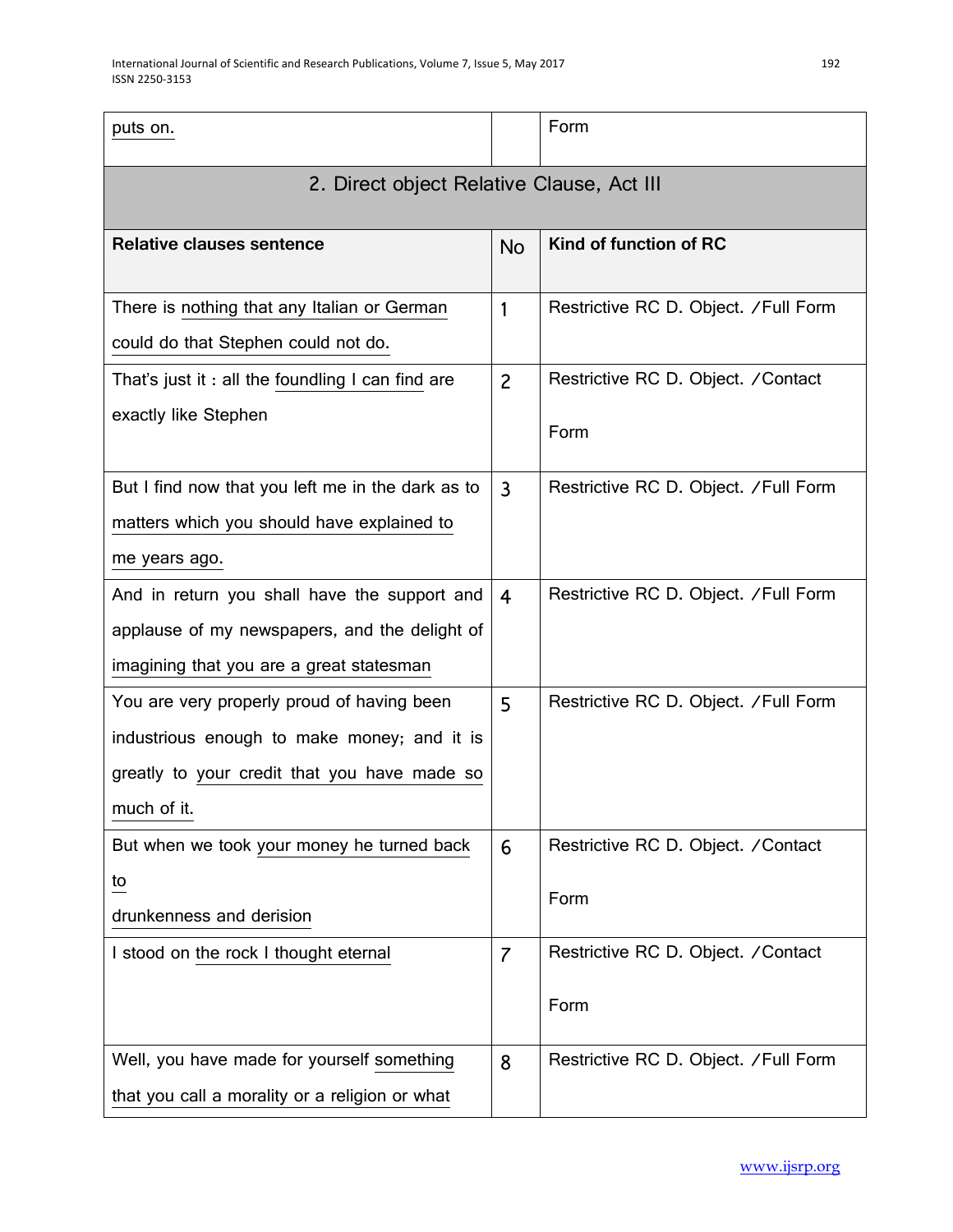| | | |
|---|---|---|
| puts on. | | Form |

| 2. Direct object Relative Clause, Act III | | |
|---|---|---|
| **Relative clauses sentence** | No | **Kind of function of RC** |
| There is nothing that any Italian or German could do that Stephen could not do. | 1 | Restrictive RC D. Object. /Full Form |
| That's just it : all the foundling I can find are exactly like Stephen | 2 | Restrictive RC D. Object. /Contact Form |
| But I find now that you left me in the dark as to matters which you should have explained to me years ago. | 3 | Restrictive RC D. Object. /Full Form |
| And in return you shall have the support and applause of my newspapers, and the delight of imagining that you are a great statesman | 4 | Restrictive RC D. Object. /Full Form |
| You are very properly proud of having been industrious enough to make money; and it is greatly to your credit that you have made so much of it. | 5 | Restrictive RC D. Object. /Full Form |
| But when we took your money he turned back to drunkenness and derision | 6 | Restrictive RC D. Object. /Contact Form |
| I stood on the rock I thought eternal | 7 | Restrictive RC D. Object. /Contact Form |
| Well, you have made for yourself something that you call a morality or a religion or what | 8 | Restrictive RC D. Object. /Full Form |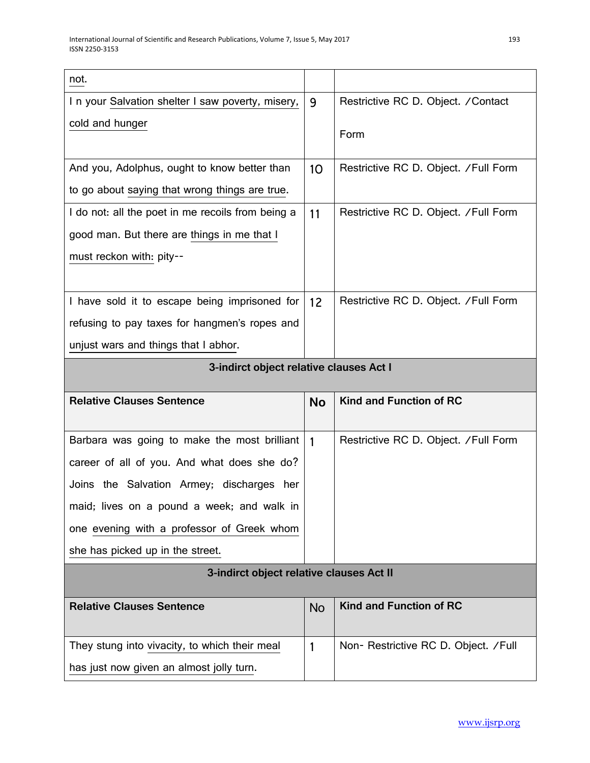| | | |
|---|---|---|
| not. | | |
| I n your Salvation shelter I saw poverty, misery, cold and hunger | 9 | Restrictive RC D. Object. /Contact Form |
| And you, Adolphus, ought to know better than to go about saying that wrong things are true. | 10 | Restrictive RC D. Object. /Full Form |
| I do not: all the poet in me recoils from being a good man. But there are things in me that I must reckon with: pity-- | 11 | Restrictive RC D. Object. /Full Form |
| I have sold it to escape being imprisoned for refusing to pay taxes for hangmen's ropes and unjust wars and things that I abhor. | 12 | Restrictive RC D. Object. /Full Form |

**3-indirct object relative clauses Act I**

| Relative Clauses Sentence | No | Kind and Function of RC |
|---|---|---|
| Barbara was going to make the most brilliant career of all of you. And what does she do? Joins the Salvation Armey; discharges her maid; lives on a pound a week; and walk in one evening with a professor of Greek whom she has picked up in the street. | 1 | Restrictive RC D. Object. /Full Form |

**3-indirct object relative clauses Act II**

| Relative Clauses Sentence | No | Kind and Function of RC |
|---|---|---|
| They stung into vivacity, to which their meal has just now given an almost jolly turn. | 1 | Non- Restrictive RC D. Object. /Full |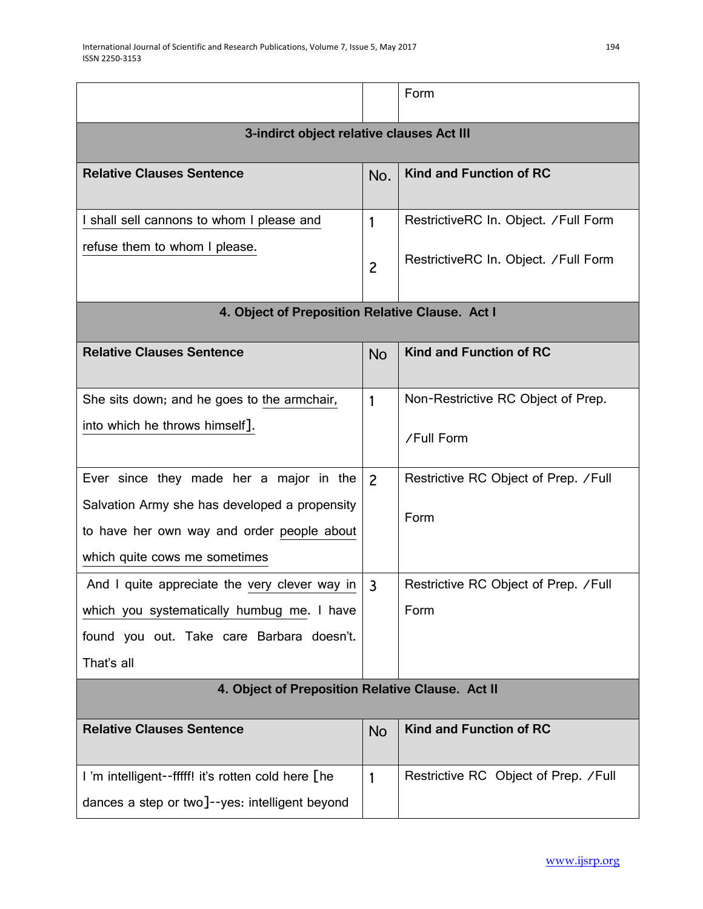| | | Form |
|---|---|---|

**3-indirct object relative clauses Act III**

| Relative Clauses Sentence | No. | Kind and Function of RC |
|---|---|---|
| I shall sell cannons to whom I please and refuse them to whom I please. | 1<br>2 | RestrictiveRC In. Object. /Full Form<br>RestrictiveRC In. Object. /Full Form |

**4. Object of Preposition Relative Clause. Act I**

| Relative Clauses Sentence | No | Kind and Function of RC |
|---|---|---|
| She sits down; and he goes to the armchair, into which he throws himself]. | 1 | Non-Restrictive RC Object of Prep. /Full Form |
| Ever since they made her a major in the Salvation Army she has developed a propensity to have her own way and order people about which quite cows me sometimes | 2 | Restrictive RC Object of Prep. /Full Form |
| And I quite appreciate the very clever way in which you systematically humbug me. I have found you out. Take care Barbara doesn't. That's all | 3 | Restrictive RC Object of Prep. /Full Form |

**4. Object of Preposition Relative Clause. Act II**

| Relative Clauses Sentence | No | Kind and Function of RC |
|---|---|---|
| I 'm intelligent--fffff! it's rotten cold here [he dances a step or two]--yes: intelligent beyond | 1 | Restrictive RC Object of Prep. /Full |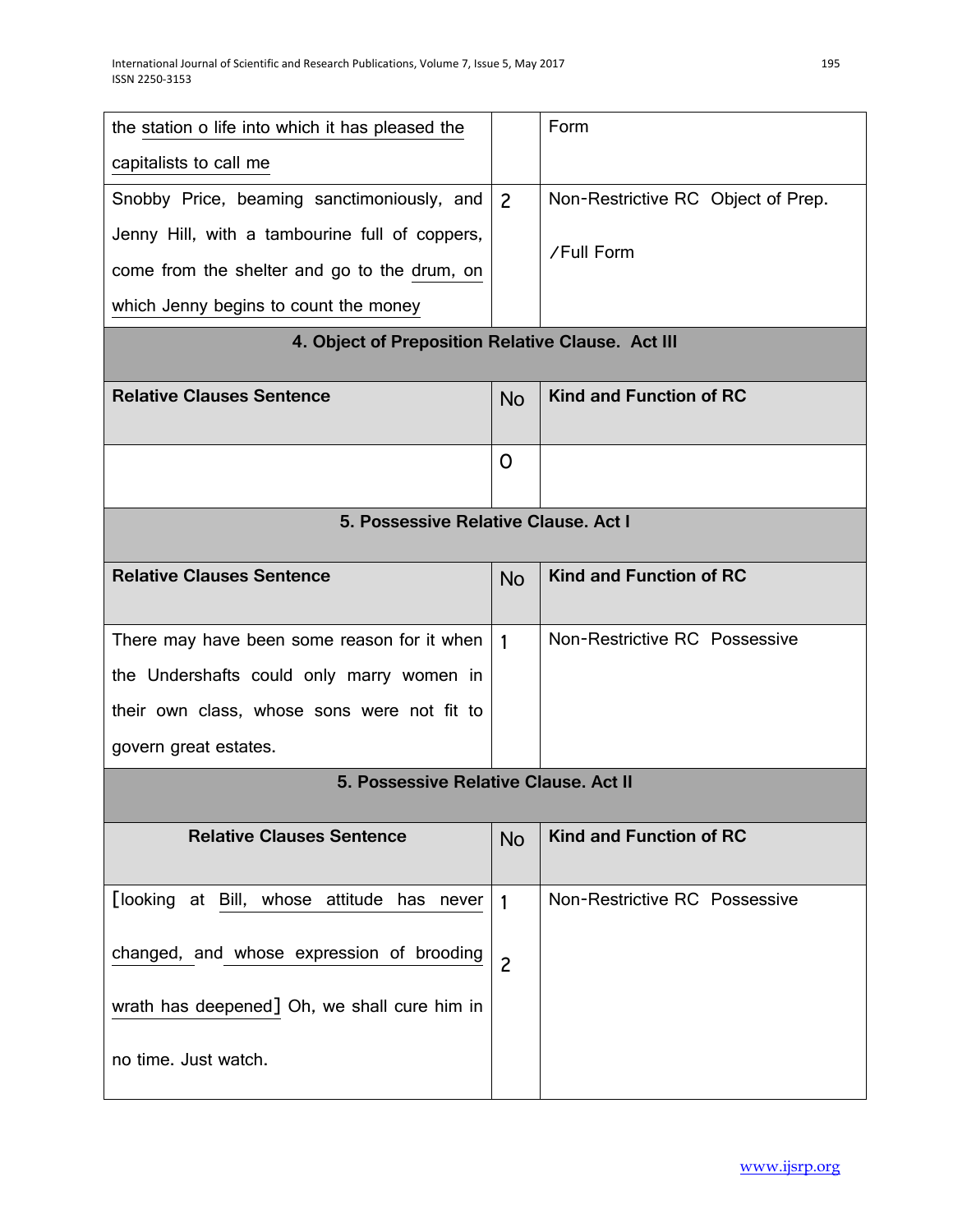| | | |
|---|---|---|
| the station o life into which it has pleased the capitalists to call me | | Form |
| Snobby Price, beaming sanctimoniously, and Jenny Hill, with a tambourine full of coppers, come from the shelter and go to the drum, on which Jenny begins to count the money | 2 | Non-Restrictive RC Object of Prep. /Full Form |

| 4. Object of Preposition Relative Clause. Act III | | |
|---|---|---|
| **Relative Clauses Sentence** | **No** | **Kind and Function of RC** |
| | 0 | |

| 5. Possessive Relative Clause. Act I | | |
|---|---|---|
| **Relative Clauses Sentence** | **No** | **Kind and Function of RC** |
| There may have been some reason for it when the Undershafts could only marry women in their own class, whose sons were not fit to govern great estates. | 1 | Non-Restrictive RC Possessive |

| 5. Possessive Relative Clause. Act II | | |
|---|---|---|
| **Relative Clauses Sentence** | **No** | **Kind and Function of RC** |
| [looking at Bill, whose attitude has never changed, and whose expression of brooding wrath has deepened] Oh, we shall cure him in no time. Just watch. | 1<br>2 | Non-Restrictive RC Possessive |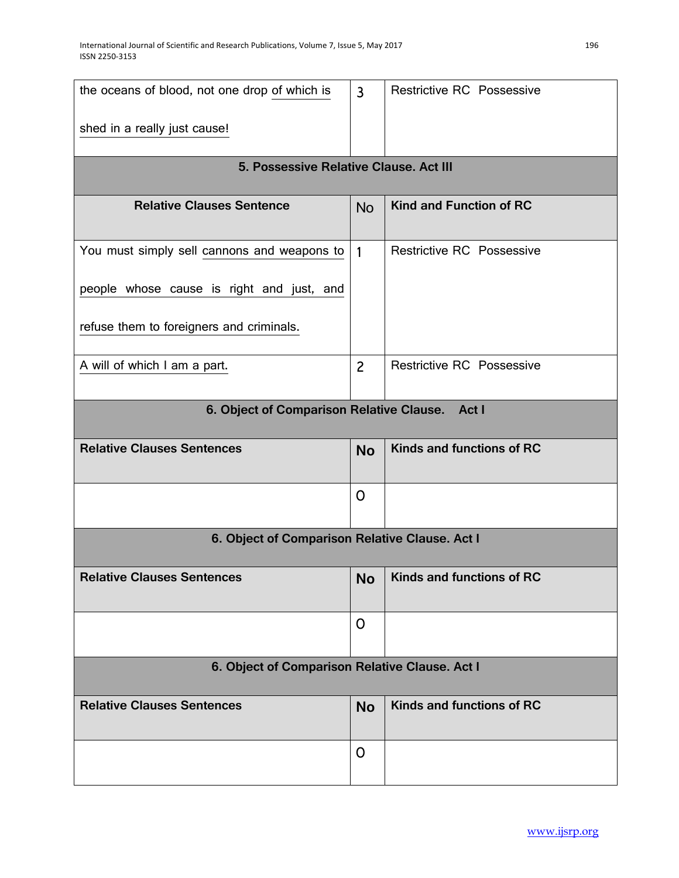| Relative Clauses Sentence | No | Kind and Function of RC |
|---|---|---|
| the oceans of blood, not one drop of which is shed in a really just cause! | 3 | Restrictive RC Possessive |

**5. Possessive Relative Clause. Act III**

| Relative Clauses Sentence | No | Kind and Function of RC |
|---|---|---|
| You must simply sell cannons and weapons to people whose cause is right and just, and refuse them to foreigners and criminals. | 1 | Restrictive RC Possessive |
| A will of which I am a part. | 2 | Restrictive RC Possessive |

**6. Object of Comparison Relative Clause. Act I**

| Relative Clauses Sentences | No | Kinds and functions of RC |
|---|---|---|
| | 0 | |

**6. Object of Comparison Relative Clause. Act I**

| Relative Clauses Sentences | No | Kinds and functions of RC |
|---|---|---|
| | 0 | |

**6. Object of Comparison Relative Clause. Act I**

| Relative Clauses Sentences | No | Kinds and functions of RC |
|---|---|---|
| | 0 | |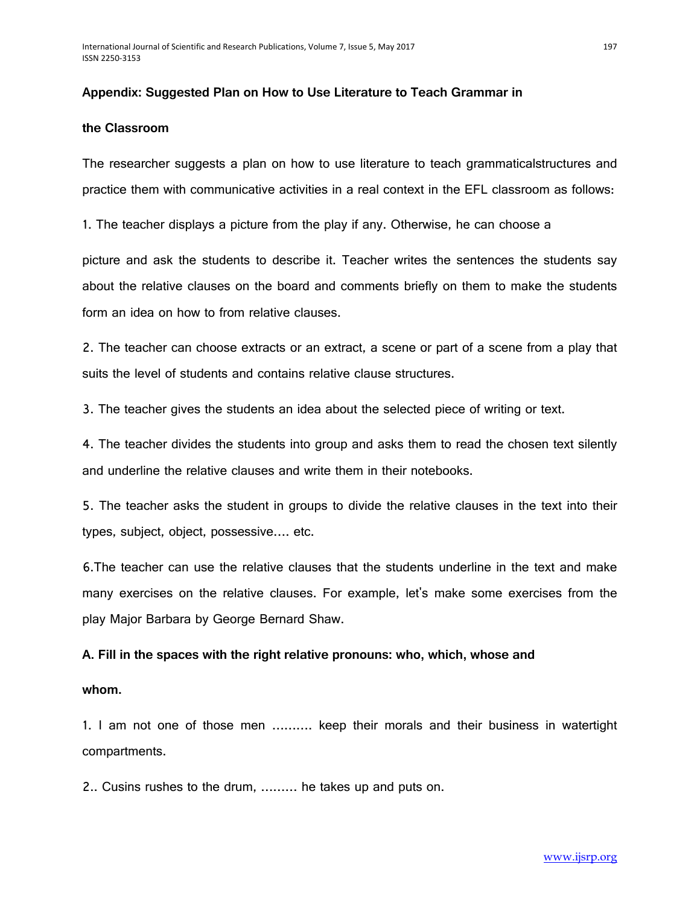**Appendix: Suggested Plan on How to Use Literature to Teach Grammar in the Classroom**

The researcher suggests a plan on how to use literature to teach grammaticalstructures and practice them with communicative activities in a real context in the EFL classroom as follows:

1. The teacher displays a picture from the play if any. Otherwise, he can choose a picture and ask the students to describe it. Teacher writes the sentences the students say about the relative clauses on the board and comments briefly on them to make the students form an idea on how to from relative clauses.

2. The teacher can choose extracts or an extract, a scene or part of a scene from a play that suits the level of students and contains relative clause structures.

3. The teacher gives the students an idea about the selected piece of writing or text.

4. The teacher divides the students into group and asks them to read the chosen text silently and underline the relative clauses and write them in their notebooks.

5. The teacher asks the student in groups to divide the relative clauses in the text into their types, subject, object, possessive…. etc.

6.The teacher can use the relative clauses that the students underline in the text and make many exercises on the relative clauses. For example, let's make some exercises from the play Major Barbara by George Bernard Shaw.

**A. Fill in the spaces with the right relative pronouns: who, which, whose and whom.**

1. I am not one of those men ………. keep their morals and their business in watertight compartments.

2.. Cusins rushes to the drum, ……… he takes up and puts on.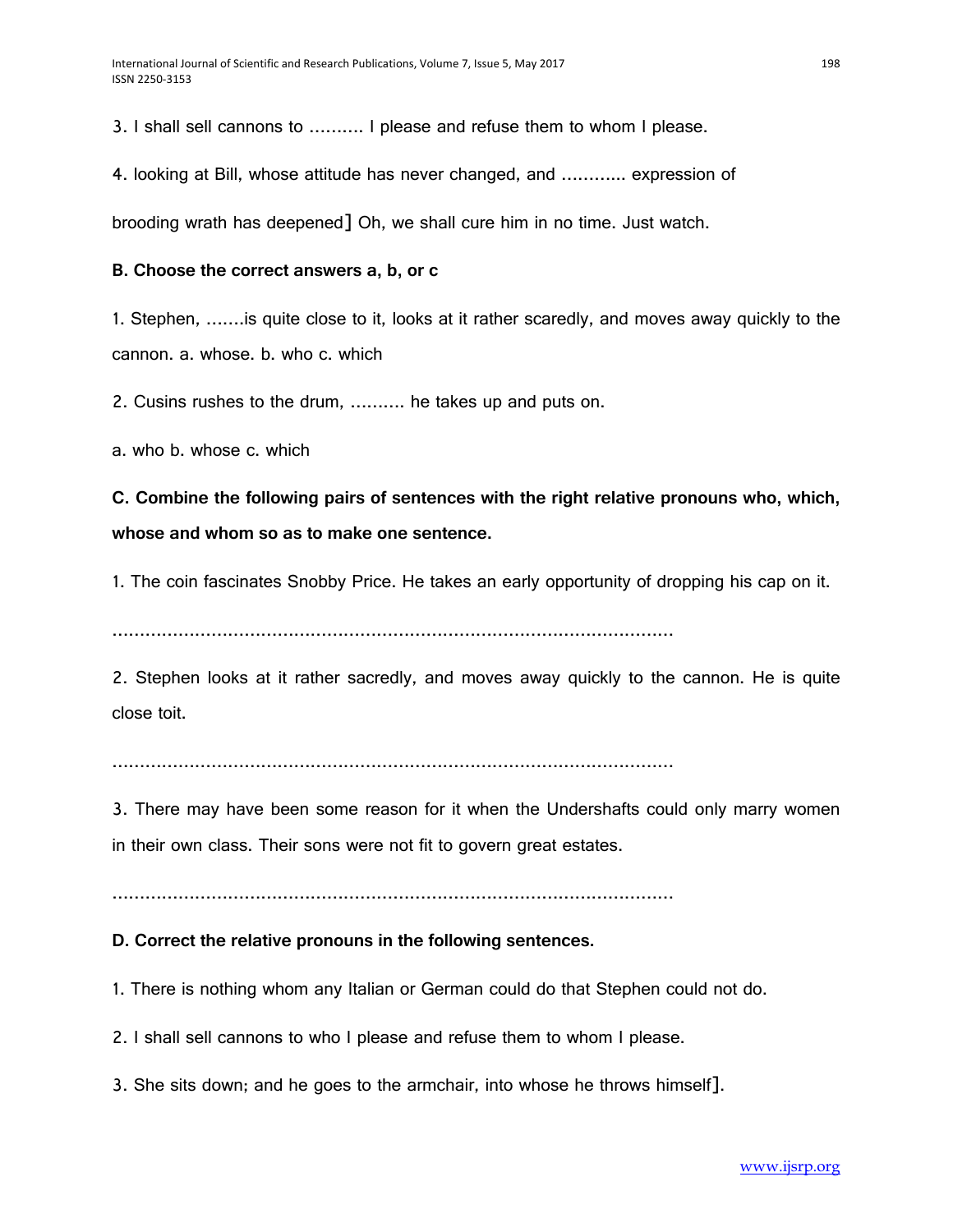3. I shall sell cannons to .......... I please and refuse them to whom I please.

4. looking at Bill, whose attitude has never changed, and ............ expression of brooding wrath has deepened] Oh, we shall cure him in no time. Just watch.

**B. Choose the correct answers a, b, or c**

1. Stephen, .......is quite close to it, looks at it rather scaredly, and moves away quickly to the cannon. a. whose. b. who c. which

2. Cusins rushes to the drum, .......... he takes up and puts on.

a. who b. whose c. which

**C. Combine the following pairs of sentences with the right relative pronouns who, which, whose and whom so as to make one sentence.**

1. The coin fascinates Snobby Price. He takes an early opportunity of dropping his cap on it.

..........................................................................................................

2. Stephen looks at it rather sacredly, and moves away quickly to the cannon. He is quite close toit.

..........................................................................................................

3. There may have been some reason for it when the Undershafts could only marry women in their own class. Their sons were not fit to govern great estates.

..........................................................................................................

**D. Correct the relative pronouns in the following sentences.**

1. There is nothing whom any Italian or German could do that Stephen could not do.

2. I shall sell cannons to who I please and refuse them to whom I please.

3. She sits down; and he goes to the armchair, into whose he throws himself].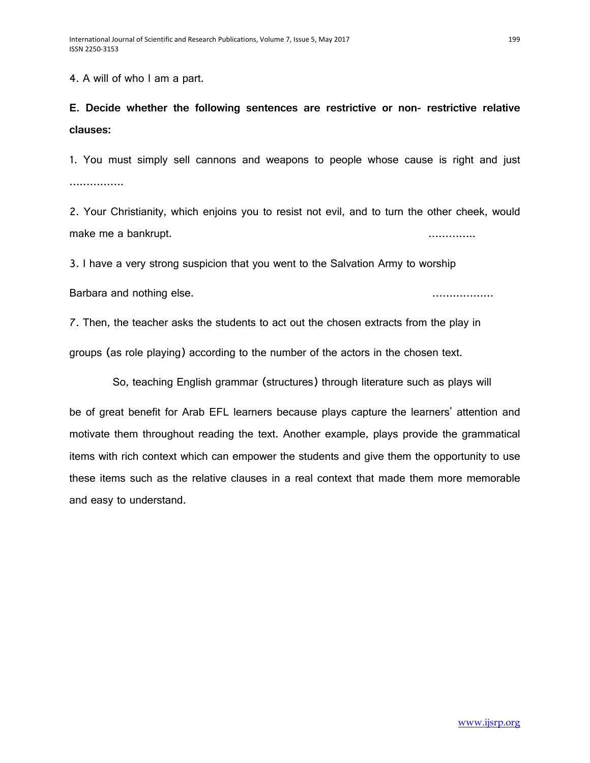4. A will of who I am a part.

**E. Decide whether the following sentences are restrictive or non- restrictive relative clauses:**

1. You must simply sell cannons and weapons to people whose cause is right and just ................

2. Your Christianity, which enjoins you to resist not evil, and to turn the other cheek, would make me a bankrupt. ..............

3. I have a very strong suspicion that you went to the Salvation Army to worship Barbara and nothing else. ..................

7. Then, the teacher asks the students to act out the chosen extracts from the play in groups (as role playing) according to the number of the actors in the chosen text.

So, teaching English grammar (structures) through literature such as plays will be of great benefit for Arab EFL learners because plays capture the learners' attention and motivate them throughout reading the text. Another example, plays provide the grammatical items with rich context which can empower the students and give them the opportunity to use these items such as the relative clauses in a real context that made them more memorable and easy to understand.